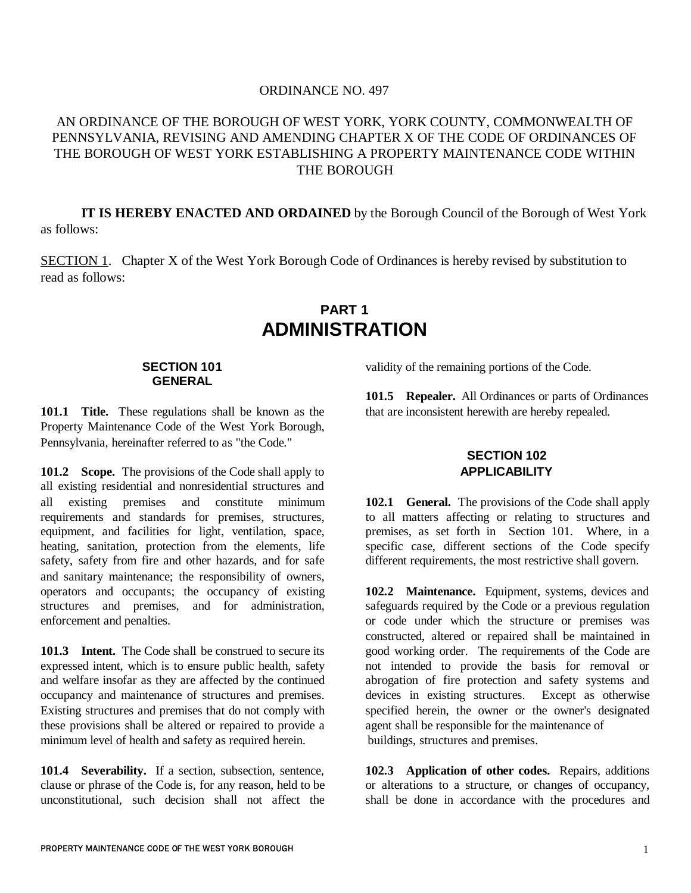ORDINANCE NO. 497

AN ORDINANCE OF THE BOROUGH OF WEST YORK, YORK COUNTY, COMMONWEALTH OF PENNSYLVANIA, REVISING AND AMENDING CHAPTER X OF THE CODE OF ORDINANCES OF THE BOROUGH OF WEST YORK ESTABLISHING A PROPERTY MAINTENANCE CODE WITHIN THE BOROUGH

**IT IS HEREBY ENACTED AND ORDAINED** by the Borough Council of the Borough of West York as follows:

SECTION 1. Chapter X of the West York Borough Code of Ordinances is hereby revised by substitution to read as follows:

# PART 1
# ADMINISTRATION

## SECTION 101
## GENERAL

**101.1 Title.** These regulations shall be known as the Property Maintenance Code of the West York Borough, Pennsylvania, hereinafter referred to as "the Code."

**101.2 Scope.** The provisions of the Code shall apply to all existing residential and nonresidential structures and all existing premises and constitute minimum requirements and standards for premises, structures, equipment, and facilities for light, ventilation, space, heating, sanitation, protection from the elements, life safety, safety from fire and other hazards, and for safe and sanitary maintenance; the responsibility of owners, operators and occupants; the occupancy of existing structures and premises, and for administration, enforcement and penalties.

**101.3 Intent.** The Code shall be construed to secure its expressed intent, which is to ensure public health, safety and welfare insofar as they are affected by the continued occupancy and maintenance of structures and premises. Existing structures and premises that do not comply with these provisions shall be altered or repaired to provide a minimum level of health and safety as required herein.

**101.4 Severability.** If a section, subsection, sentence, clause or phrase of the Code is, for any reason, held to be unconstitutional, such decision shall not affect the validity of the remaining portions of the Code.

**101.5 Repealer.** All Ordinances or parts of Ordinances that are inconsistent herewith are hereby repealed.

## SECTION 102
## APPLICABILITY

**102.1 General.** The provisions of the Code shall apply to all matters affecting or relating to structures and premises, as set forth in Section 101. Where, in a specific case, different sections of the Code specify different requirements, the most restrictive shall govern.

**102.2 Maintenance.** Equipment, systems, devices and safeguards required by the Code or a previous regulation or code under which the structure or premises was constructed, altered or repaired shall be maintained in good working order. The requirements of the Code are not intended to provide the basis for removal or abrogation of fire protection and safety systems and devices in existing structures. Except as otherwise specified herein, the owner or the owner's designated agent shall be responsible for the maintenance of buildings, structures and premises.

**102.3 Application of other codes.** Repairs, additions or alterations to a structure, or changes of occupancy, shall be done in accordance with the procedures and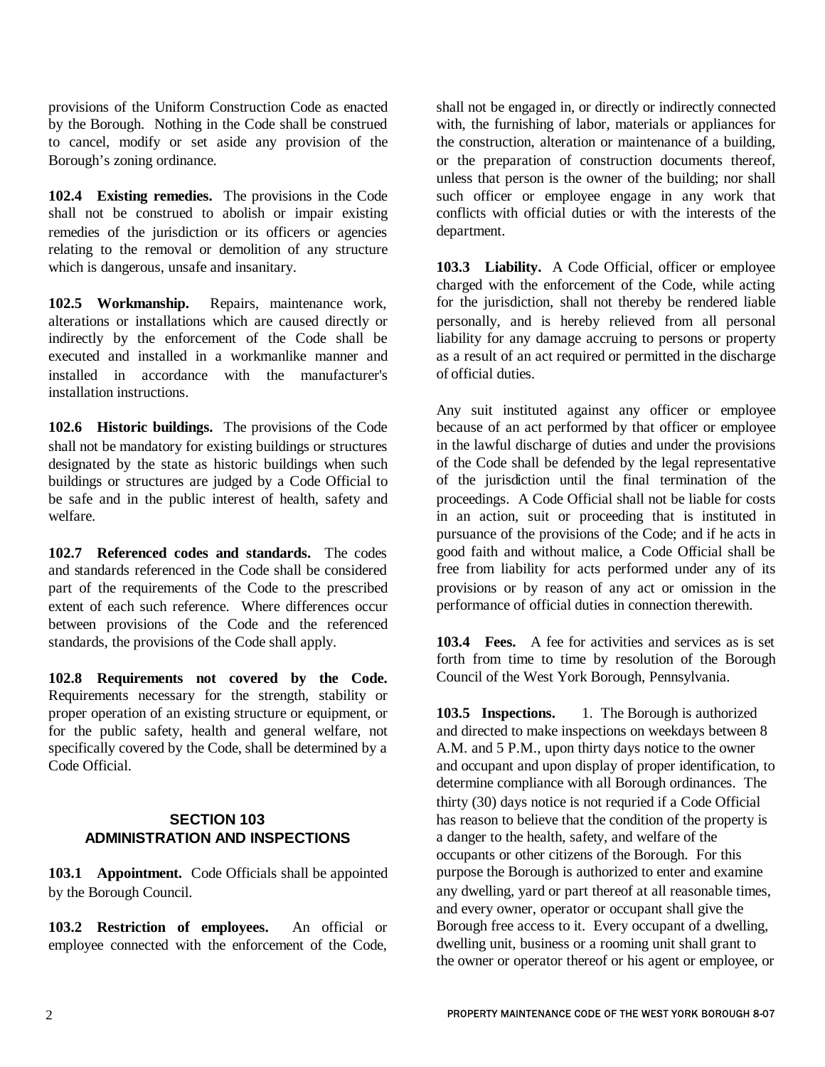provisions of the Uniform Construction Code as enacted by the Borough. Nothing in the Code shall be construed to cancel, modify or set aside any provision of the Borough's zoning ordinance.

**102.4 Existing remedies.** The provisions in the Code shall not be construed to abolish or impair existing remedies of the jurisdiction or its officers or agencies relating to the removal or demolition of any structure which is dangerous, unsafe and insanitary.

**102.5 Workmanship.** Repairs, maintenance work, alterations or installations which are caused directly or indirectly by the enforcement of the Code shall be executed and installed in a workmanlike manner and installed in accordance with the manufacturer's installation instructions.

**102.6 Historic buildings.** The provisions of the Code shall not be mandatory for existing buildings or structures designated by the state as historic buildings when such buildings or structures are judged by a Code Official to be safe and in the public interest of health, safety and welfare.

**102.7 Referenced codes and standards.** The codes and standards referenced in the Code shall be considered part of the requirements of the Code to the prescribed extent of each such reference. Where differences occur between provisions of the Code and the referenced standards, the provisions of the Code shall apply.

**102.8 Requirements not covered by the Code.** Requirements necessary for the strength, stability or proper operation of an existing structure or equipment, or for the public safety, health and general welfare, not specifically covered by the Code, shall be determined by a Code Official.

## SECTION 103
## ADMINISTRATION AND INSPECTIONS

**103.1 Appointment.** Code Officials shall be appointed by the Borough Council.

**103.2 Restriction of employees.** An official or employee connected with the enforcement of the Code, shall not be engaged in, or directly or indirectly connected with, the furnishing of labor, materials or appliances for the construction, alteration or maintenance of a building, or the preparation of construction documents thereof, unless that person is the owner of the building; nor shall such officer or employee engage in any work that conflicts with official duties or with the interests of the department.

**103.3 Liability.** A Code Official, officer or employee charged with the enforcement of the Code, while acting for the jurisdiction, shall not thereby be rendered liable personally, and is hereby relieved from all personal liability for any damage accruing to persons or property as a result of an act required or permitted in the discharge of official duties.

Any suit instituted against any officer or employee because of an act performed by that officer or employee in the lawful discharge of duties and under the provisions of the Code shall be defended by the legal representative of the jurisdiction until the final termination of the proceedings. A Code Official shall not be liable for costs in an action, suit or proceeding that is instituted in pursuance of the provisions of the Code; and if he acts in good faith and without malice, a Code Official shall be free from liability for acts performed under any of its provisions or by reason of any act or omission in the performance of official duties in connection therewith.

**103.4 Fees.** A fee for activities and services as is set forth from time to time by resolution of the Borough Council of the West York Borough, Pennsylvania.

**103.5 Inspections.** 1. The Borough is authorized and directed to make inspections on weekdays between 8 A.M. and 5 P.M., upon thirty days notice to the owner and occupant and upon display of proper identification, to determine compliance with all Borough ordinances. The thirty (30) days notice is not requried if a Code Official has reason to believe that the condition of the property is a danger to the health, safety, and welfare of the occupants or other citizens of the Borough. For this purpose the Borough is authorized to enter and examine any dwelling, yard or part thereof at all reasonable times, and every owner, operator or occupant shall give the Borough free access to it. Every occupant of a dwelling, dwelling unit, business or a rooming unit shall grant to the owner or operator thereof or his agent or employee, or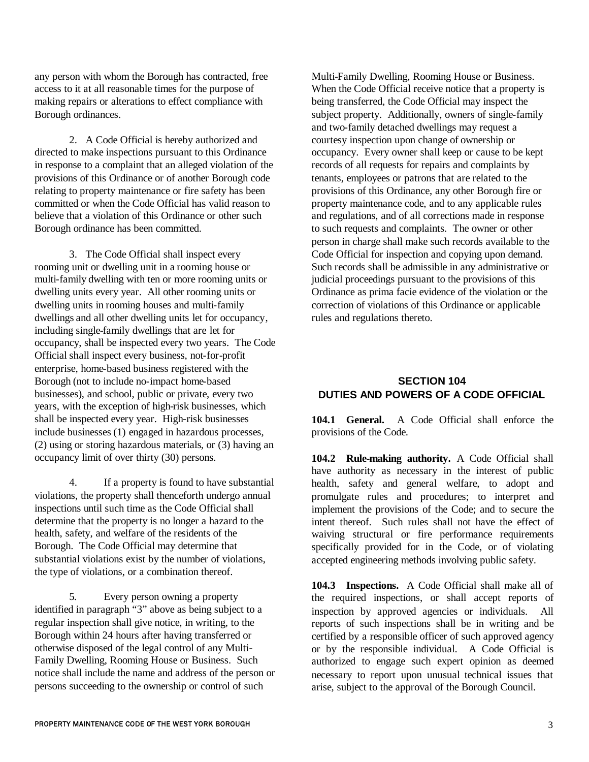any person with whom the Borough has contracted, free access to it at all reasonable times for the purpose of making repairs or alterations to effect compliance with Borough ordinances.

2. A Code Official is hereby authorized and directed to make inspections pursuant to this Ordinance in response to a complaint that an alleged violation of the provisions of this Ordinance or of another Borough code relating to property maintenance or fire safety has been committed or when the Code Official has valid reason to believe that a violation of this Ordinance or other such Borough ordinance has been committed.

3. The Code Official shall inspect every rooming unit or dwelling unit in a rooming house or multi-family dwelling with ten or more rooming units or dwelling units every year. All other rooming units or dwelling units in rooming houses and multi-family dwellings and all other dwelling units let for occupancy, including single-family dwellings that are let for occupancy, shall be inspected every two years. The Code Official shall inspect every business, not-for-profit enterprise, home-based business registered with the Borough (not to include no-impact home-based businesses), and school, public or private, every two years, with the exception of high-risk businesses, which shall be inspected every year. High-risk businesses include businesses (1) engaged in hazardous processes, (2) using or storing hazardous materials, or (3) having an occupancy limit of over thirty (30) persons.

4. If a property is found to have substantial violations, the property shall thenceforth undergo annual inspections until such time as the Code Official shall determine that the property is no longer a hazard to the health, safety, and welfare of the residents of the Borough. The Code Official may determine that substantial violations exist by the number of violations, the type of violations, or a combination thereof.

5. Every person owning a property identified in paragraph "3" above as being subject to a regular inspection shall give notice, in writing, to the Borough within 24 hours after having transferred or otherwise disposed of the legal control of any Multi-Family Dwelling, Rooming House or Business. Such notice shall include the name and address of the person or persons succeeding to the ownership or control of such Multi-Family Dwelling, Rooming House or Business. When the Code Official receive notice that a property is being transferred, the Code Official may inspect the subject property. Additionally, owners of single-family and two-family detached dwellings may request a courtesy inspection upon change of ownership or occupancy. Every owner shall keep or cause to be kept records of all requests for repairs and complaints by tenants, employees or patrons that are related to the provisions of this Ordinance, any other Borough fire or property maintenance code, and to any applicable rules and regulations, and of all corrections made in response to such requests and complaints. The owner or other person in charge shall make such records available to the Code Official for inspection and copying upon demand. Such records shall be admissible in any administrative or judicial proceedings pursuant to the provisions of this Ordinance as prima facie evidence of the violation or the correction of violations of this Ordinance or applicable rules and regulations thereto.

## SECTION 104
## DUTIES AND POWERS OF A CODE OFFICIAL

**104.1 General.** A Code Official shall enforce the provisions of the Code.

**104.2 Rule-making authority.** A Code Official shall have authority as necessary in the interest of public health, safety and general welfare, to adopt and promulgate rules and procedures; to interpret and implement the provisions of the Code; and to secure the intent thereof. Such rules shall not have the effect of waiving structural or fire performance requirements specifically provided for in the Code, or of violating accepted engineering methods involving public safety.

**104.3 Inspections.** A Code Official shall make all of the required inspections, or shall accept reports of inspection by approved agencies or individuals. All reports of such inspections shall be in writing and be certified by a responsible officer of such approved agency or by the responsible individual. A Code Official is authorized to engage such expert opinion as deemed necessary to report upon unusual technical issues that arise, subject to the approval of the Borough Council.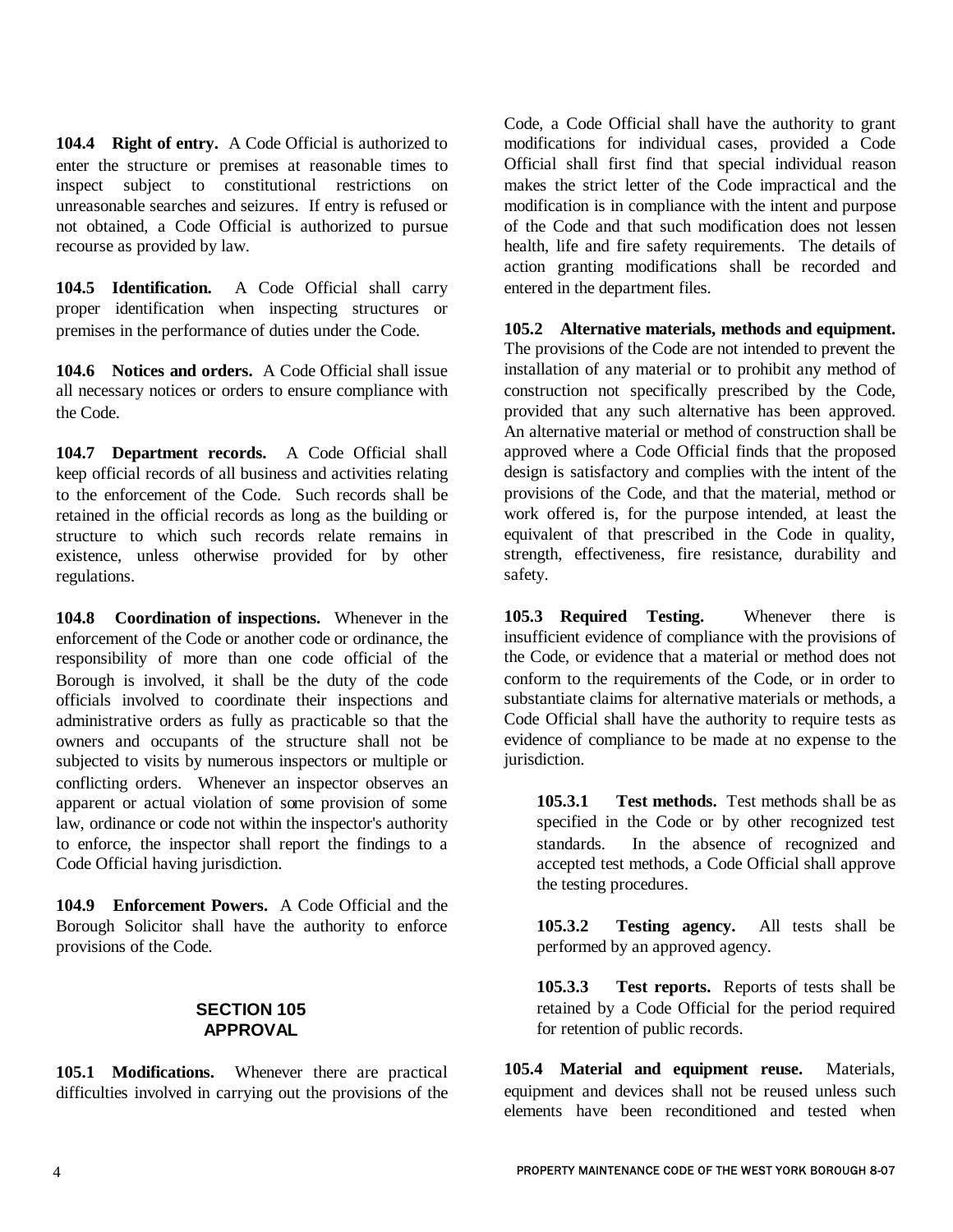**104.4 Right of entry.** A Code Official is authorized to enter the structure or premises at reasonable times to inspect subject to constitutional restrictions on unreasonable searches and seizures. If entry is refused or not obtained, a Code Official is authorized to pursue recourse as provided by law.

**104.5 Identification.** A Code Official shall carry proper identification when inspecting structures or premises in the performance of duties under the Code.

**104.6 Notices and orders.** A Code Official shall issue all necessary notices or orders to ensure compliance with the Code.

**104.7 Department records.** A Code Official shall keep official records of all business and activities relating to the enforcement of the Code. Such records shall be retained in the official records as long as the building or structure to which such records relate remains in existence, unless otherwise provided for by other regulations.

**104.8 Coordination of inspections.** Whenever in the enforcement of the Code or another code or ordinance, the responsibility of more than one code official of the Borough is involved, it shall be the duty of the code officials involved to coordinate their inspections and administrative orders as fully as practicable so that the owners and occupants of the structure shall not be subjected to visits by numerous inspectors or multiple or conflicting orders. Whenever an inspector observes an apparent or actual violation of some provision of some law, ordinance or code not within the inspector's authority to enforce, the inspector shall report the findings to a Code Official having jurisdiction.

**104.9 Enforcement Powers.** A Code Official and the Borough Solicitor shall have the authority to enforce provisions of the Code.

## SECTION 105
## APPROVAL

**105.1 Modifications.** Whenever there are practical difficulties involved in carrying out the provisions of the Code, a Code Official shall have the authority to grant modifications for individual cases, provided a Code Official shall first find that special individual reason makes the strict letter of the Code impractical and the modification is in compliance with the intent and purpose of the Code and that such modification does not lessen health, life and fire safety requirements. The details of action granting modifications shall be recorded and entered in the department files.

**105.2 Alternative materials, methods and equipment.** The provisions of the Code are not intended to prevent the installation of any material or to prohibit any method of construction not specifically prescribed by the Code, provided that any such alternative has been approved. An alternative material or method of construction shall be approved where a Code Official finds that the proposed design is satisfactory and complies with the intent of the provisions of the Code, and that the material, method or work offered is, for the purpose intended, at least the equivalent of that prescribed in the Code in quality, strength, effectiveness, fire resistance, durability and safety.

**105.3 Required Testing.** Whenever there is insufficient evidence of compliance with the provisions of the Code, or evidence that a material or method does not conform to the requirements of the Code, or in order to substantiate claims for alternative materials or methods, a Code Official shall have the authority to require tests as evidence of compliance to be made at no expense to the jurisdiction.

**105.3.1 Test methods.** Test methods shall be as specified in the Code or by other recognized test standards. In the absence of recognized and accepted test methods, a Code Official shall approve the testing procedures.

**105.3.2 Testing agency.** All tests shall be performed by an approved agency.

**105.3.3 Test reports.** Reports of tests shall be retained by a Code Official for the period required for retention of public records.

**105.4 Material and equipment reuse.** Materials, equipment and devices shall not be reused unless such elements have been reconditioned and tested when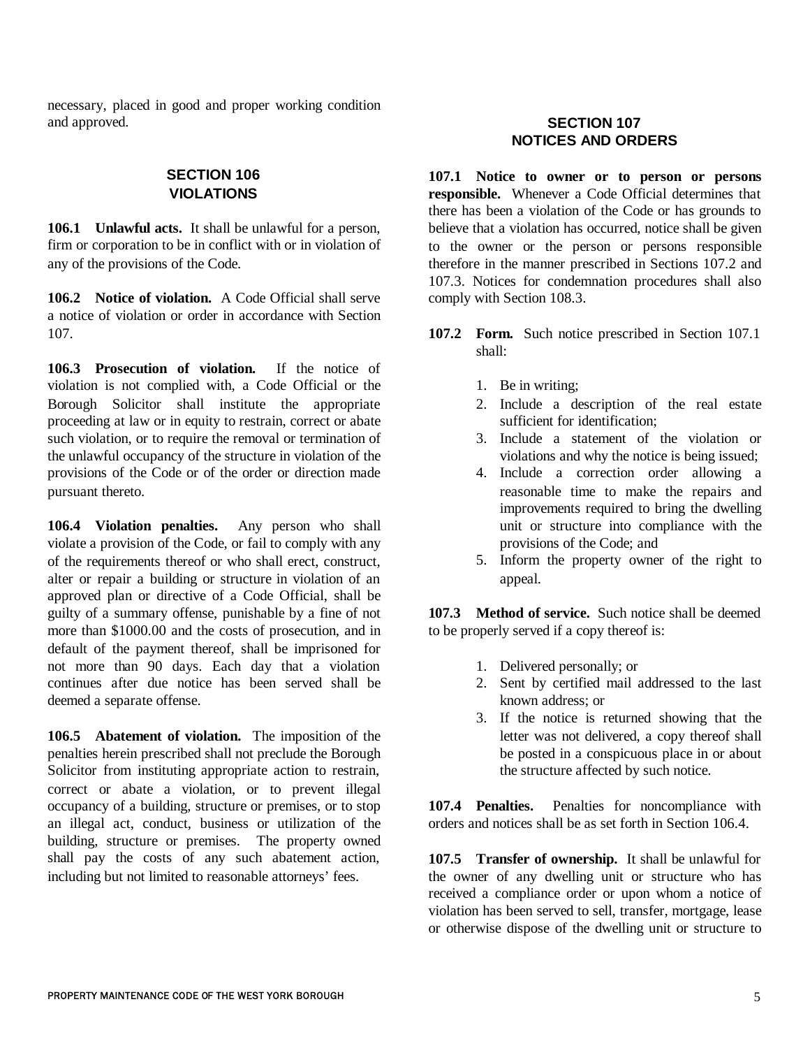necessary, placed in good and proper working condition and approved.

## SECTION 106
## VIOLATIONS

**106.1 Unlawful acts.** It shall be unlawful for a person, firm or corporation to be in conflict with or in violation of any of the provisions of the Code.

**106.2 Notice of violation.** A Code Official shall serve a notice of violation or order in accordance with Section 107.

**106.3 Prosecution of violation.** If the notice of violation is not complied with, a Code Official or the Borough Solicitor shall institute the appropriate proceeding at law or in equity to restrain, correct or abate such violation, or to require the removal or termination of the unlawful occupancy of the structure in violation of the provisions of the Code or of the order or direction made pursuant thereto.

**106.4 Violation penalties.** Any person who shall violate a provision of the Code, or fail to comply with any of the requirements thereof or who shall erect, construct, alter or repair a building or structure in violation of an approved plan or directive of a Code Official, shall be guilty of a summary offense, punishable by a fine of not more than $1000.00 and the costs of prosecution, and in default of the payment thereof, shall be imprisoned for not more than 90 days. Each day that a violation continues after due notice has been served shall be deemed a separate offense.

**106.5 Abatement of violation.** The imposition of the penalties herein prescribed shall not preclude the Borough Solicitor from instituting appropriate action to restrain, correct or abate a violation, or to prevent illegal occupancy of a building, structure or premises, or to stop an illegal act, conduct, business or utilization of the building, structure or premises. The property owned shall pay the costs of any such abatement action, including but not limited to reasonable attorneys' fees.

## SECTION 107
## NOTICES AND ORDERS

**107.1 Notice to owner or to person or persons responsible.** Whenever a Code Official determines that there has been a violation of the Code or has grounds to believe that a violation has occurred, notice shall be given to the owner or the person or persons responsible therefore in the manner prescribed in Sections 107.2 and 107.3. Notices for condemnation procedures shall also comply with Section 108.3.

**107.2 Form.** Such notice prescribed in Section 107.1 shall:

1. Be in writing;
2. Include a description of the real estate sufficient for identification;
3. Include a statement of the violation or violations and why the notice is being issued;
4. Include a correction order allowing a reasonable time to make the repairs and improvements required to bring the dwelling unit or structure into compliance with the provisions of the Code; and
5. Inform the property owner of the right to appeal.

**107.3 Method of service.** Such notice shall be deemed to be properly served if a copy thereof is:

1. Delivered personally; or
2. Sent by certified mail addressed to the last known address; or
3. If the notice is returned showing that the letter was not delivered, a copy thereof shall be posted in a conspicuous place in or about the structure affected by such notice.

**107.4 Penalties.** Penalties for noncompliance with orders and notices shall be as set forth in Section 106.4.

**107.5 Transfer of ownership.** It shall be unlawful for the owner of any dwelling unit or structure who has received a compliance order or upon whom a notice of violation has been served to sell, transfer, mortgage, lease or otherwise dispose of the dwelling unit or structure to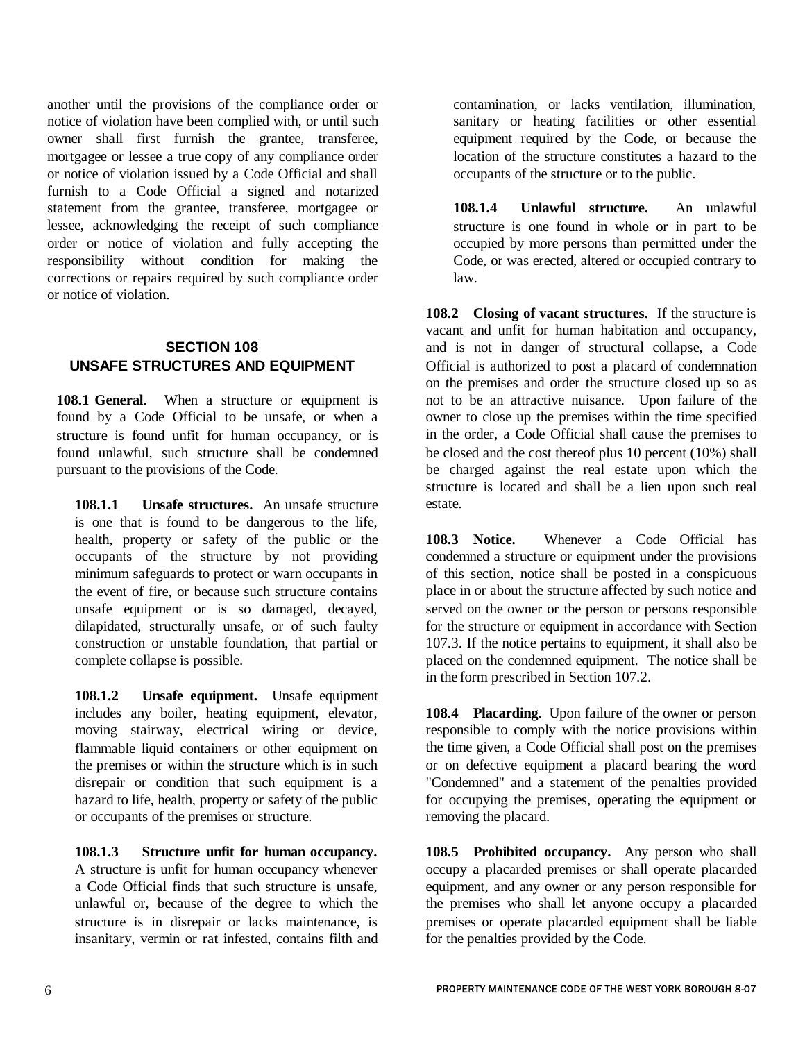another until the provisions of the compliance order or notice of violation have been complied with, or until such owner shall first furnish the grantee, transferee, mortgagee or lessee a true copy of any compliance order or notice of violation issued by a Code Official and shall furnish to a Code Official a signed and notarized statement from the grantee, transferee, mortgagee or lessee, acknowledging the receipt of such compliance order or notice of violation and fully accepting the responsibility without condition for making the corrections or repairs required by such compliance order or notice of violation.

## SECTION 108
## UNSAFE STRUCTURES AND EQUIPMENT

**108.1 General.** When a structure or equipment is found by a Code Official to be unsafe, or when a structure is found unfit for human occupancy, or is found unlawful, such structure shall be condemned pursuant to the provisions of the Code.

**108.1.1 Unsafe structures.** An unsafe structure is one that is found to be dangerous to the life, health, property or safety of the public or the occupants of the structure by not providing minimum safeguards to protect or warn occupants in the event of fire, or because such structure contains unsafe equipment or is so damaged, decayed, dilapidated, structurally unsafe, or of such faulty construction or unstable foundation, that partial or complete collapse is possible.

**108.1.2 Unsafe equipment.** Unsafe equipment includes any boiler, heating equipment, elevator, moving stairway, electrical wiring or device, flammable liquid containers or other equipment on the premises or within the structure which is in such disrepair or condition that such equipment is a hazard to life, health, property or safety of the public or occupants of the premises or structure.

**108.1.3 Structure unfit for human occupancy.** A structure is unfit for human occupancy whenever a Code Official finds that such structure is unsafe, unlawful or, because of the degree to which the structure is in disrepair or lacks maintenance, is insanitary, vermin or rat infested, contains filth and contamination, or lacks ventilation, illumination, sanitary or heating facilities or other essential equipment required by the Code, or because the location of the structure constitutes a hazard to the occupants of the structure or to the public.

**108.1.4 Unlawful structure.** An unlawful structure is one found in whole or in part to be occupied by more persons than permitted under the Code, or was erected, altered or occupied contrary to law.

**108.2 Closing of vacant structures.** If the structure is vacant and unfit for human habitation and occupancy, and is not in danger of structural collapse, a Code Official is authorized to post a placard of condemnation on the premises and order the structure closed up so as not to be an attractive nuisance. Upon failure of the owner to close up the premises within the time specified in the order, a Code Official shall cause the premises to be closed and the cost thereof plus 10 percent (10%) shall be charged against the real estate upon which the structure is located and shall be a lien upon such real estate.

**108.3 Notice.** Whenever a Code Official has condemned a structure or equipment under the provisions of this section, notice shall be posted in a conspicuous place in or about the structure affected by such notice and served on the owner or the person or persons responsible for the structure or equipment in accordance with Section 107.3. If the notice pertains to equipment, it shall also be placed on the condemned equipment. The notice shall be in the form prescribed in Section 107.2.

**108.4 Placarding.** Upon failure of the owner or person responsible to comply with the notice provisions within the time given, a Code Official shall post on the premises or on defective equipment a placard bearing the word "Condemned" and a statement of the penalties provided for occupying the premises, operating the equipment or removing the placard.

**108.5 Prohibited occupancy.** Any person who shall occupy a placarded premises or shall operate placarded equipment, and any owner or any person responsible for the premises who shall let anyone occupy a placarded premises or operate placarded equipment shall be liable for the penalties provided by the Code.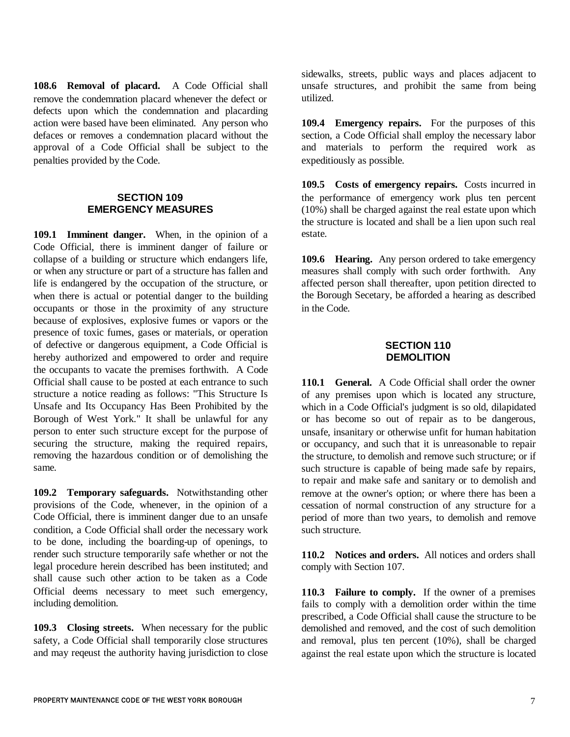**108.6 Removal of placard.** A Code Official shall remove the condemnation placard whenever the defect or defects upon which the condemnation and placarding action were based have been eliminated. Any person who defaces or removes a condemnation placard without the approval of a Code Official shall be subject to the penalties provided by the Code.

## SECTION 109
## EMERGENCY MEASURES

**109.1 Imminent danger.** When, in the opinion of a Code Official, there is imminent danger of failure or collapse of a building or structure which endangers life, or when any structure or part of a structure has fallen and life is endangered by the occupation of the structure, or when there is actual or potential danger to the building occupants or those in the proximity of any structure because of explosives, explosive fumes or vapors or the presence of toxic fumes, gases or materials, or operation of defective or dangerous equipment, a Code Official is hereby authorized and empowered to order and require the occupants to vacate the premises forthwith. A Code Official shall cause to be posted at each entrance to such structure a notice reading as follows: "This Structure Is Unsafe and Its Occupancy Has Been Prohibited by the Borough of West York." It shall be unlawful for any person to enter such structure except for the purpose of securing the structure, making the required repairs, removing the hazardous condition or of demolishing the same.

**109.2 Temporary safeguards.** Notwithstanding other provisions of the Code, whenever, in the opinion of a Code Official, there is imminent danger due to an unsafe condition, a Code Official shall order the necessary work to be done, including the boarding-up of openings, to render such structure temporarily safe whether or not the legal procedure herein described has been instituted; and shall cause such other action to be taken as a Code Official deems necessary to meet such emergency, including demolition.

**109.3 Closing streets.** When necessary for the public safety, a Code Official shall temporarily close structures and may reqeust the authority having jurisdiction to close sidewalks, streets, public ways and places adjacent to unsafe structures, and prohibit the same from being utilized.

**109.4 Emergency repairs.** For the purposes of this section, a Code Official shall employ the necessary labor and materials to perform the required work as expeditiously as possible.

**109.5 Costs of emergency repairs.** Costs incurred in the performance of emergency work plus ten percent (10%) shall be charged against the real estate upon which the structure is located and shall be a lien upon such real estate.

**109.6 Hearing.** Any person ordered to take emergency measures shall comply with such order forthwith. Any affected person shall thereafter, upon petition directed to the Borough Secetary, be afforded a hearing as described in the Code.

## SECTION 110
## DEMOLITION

**110.1 General.** A Code Official shall order the owner of any premises upon which is located any structure, which in a Code Official's judgment is so old, dilapidated or has become so out of repair as to be dangerous, unsafe, insanitary or otherwise unfit for human habitation or occupancy, and such that it is unreasonable to repair the structure, to demolish and remove such structure; or if such structure is capable of being made safe by repairs, to repair and make safe and sanitary or to demolish and remove at the owner's option; or where there has been a cessation of normal construction of any structure for a period of more than two years, to demolish and remove such structure.

**110.2 Notices and orders.** All notices and orders shall comply with Section 107.

**110.3 Failure to comply.** If the owner of a premises fails to comply with a demolition order within the time prescribed, a Code Official shall cause the structure to be demolished and removed, and the cost of such demolition and removal, plus ten percent (10%), shall be charged against the real estate upon which the structure is located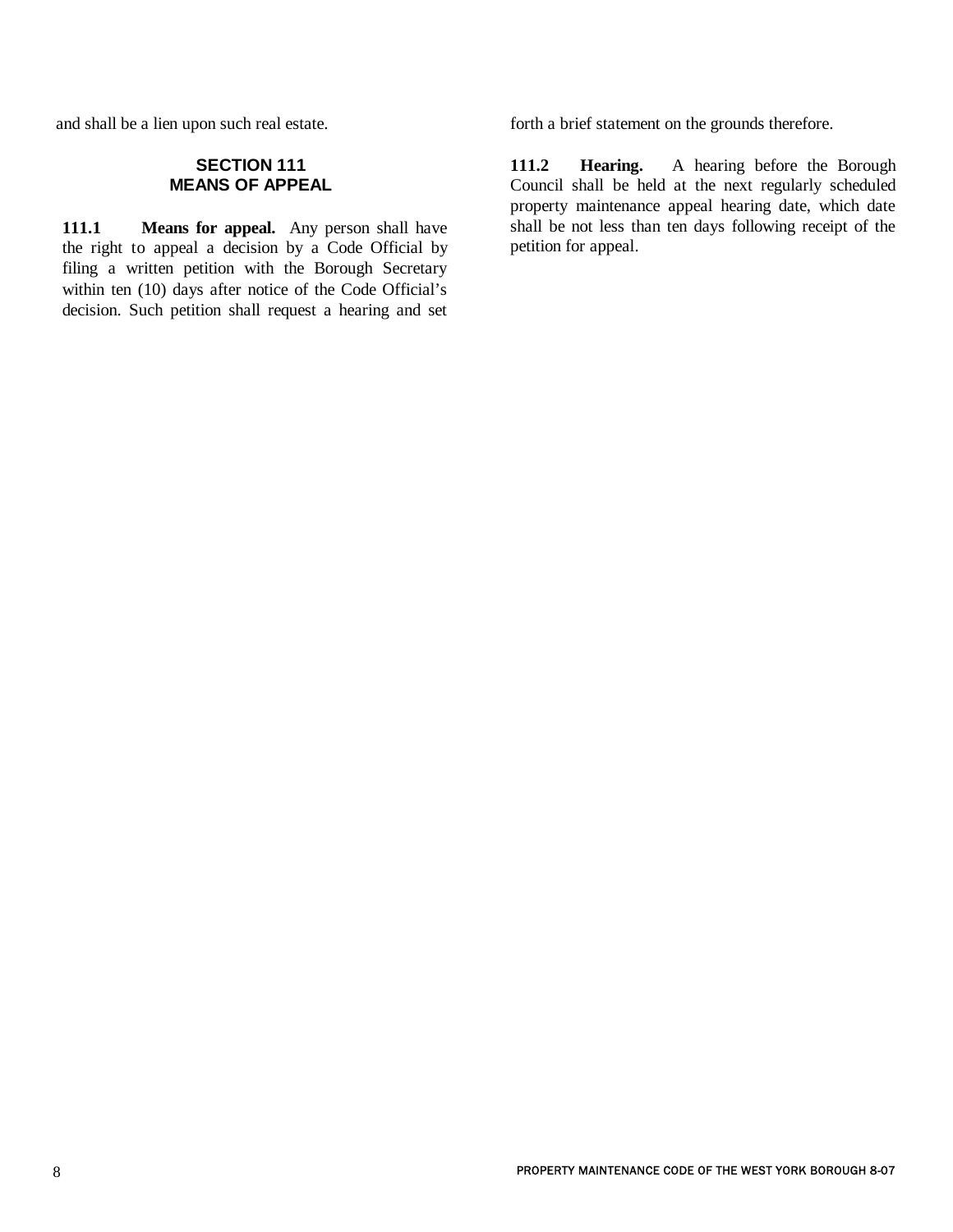and shall be a lien upon such real estate.

## SECTION 111
## MEANS OF APPEAL

**111.1 Means for appeal.** Any person shall have the right to appeal a decision by a Code Official by filing a written petition with the Borough Secretary within ten (10) days after notice of the Code Official's decision. Such petition shall request a hearing and set forth a brief statement on the grounds therefore.

**111.2 Hearing.** A hearing before the Borough Council shall be held at the next regularly scheduled property maintenance appeal hearing date, which date shall be not less than ten days following receipt of the petition for appeal.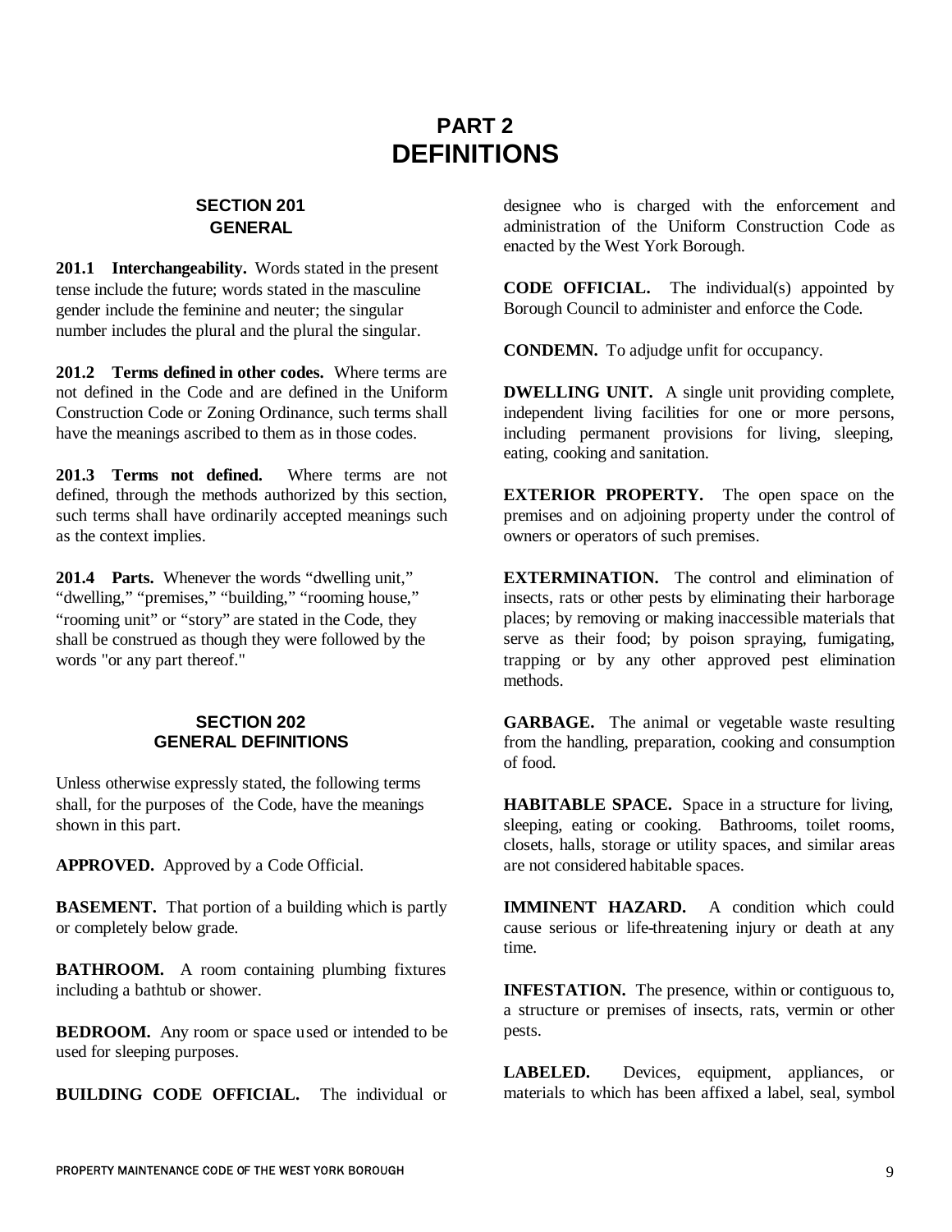# PART 2
# DEFINITIONS

## SECTION 201
## GENERAL

**201.1 Interchangeability.** Words stated in the present tense include the future; words stated in the masculine gender include the feminine and neuter; the singular number includes the plural and the plural the singular.

**201.2 Terms defined in other codes.** Where terms are not defined in the Code and are defined in the Uniform Construction Code or Zoning Ordinance, such terms shall have the meanings ascribed to them as in those codes.

**201.3 Terms not defined.** Where terms are not defined, through the methods authorized by this section, such terms shall have ordinarily accepted meanings such as the context implies.

**201.4 Parts.** Whenever the words "dwelling unit," "dwelling," "premises," "building," "rooming house," "rooming unit" or "story" are stated in the Code, they shall be construed as though they were followed by the words "or any part thereof."

## SECTION 202
## GENERAL DEFINITIONS

Unless otherwise expressly stated, the following terms shall, for the purposes of the Code, have the meanings shown in this part.

**APPROVED.** Approved by a Code Official.

**BASEMENT.** That portion of a building which is partly or completely below grade.

**BATHROOM.** A room containing plumbing fixtures including a bathtub or shower.

**BEDROOM.** Any room or space used or intended to be used for sleeping purposes.

**BUILDING CODE OFFICIAL.** The individual or designee who is charged with the enforcement and administration of the Uniform Construction Code as enacted by the West York Borough.

**CODE OFFICIAL.** The individual(s) appointed by Borough Council to administer and enforce the Code.

**CONDEMN.** To adjudge unfit for occupancy.

**DWELLING UNIT.** A single unit providing complete, independent living facilities for one or more persons, including permanent provisions for living, sleeping, eating, cooking and sanitation.

**EXTERIOR PROPERTY.** The open space on the premises and on adjoining property under the control of owners or operators of such premises.

**EXTERMINATION.** The control and elimination of insects, rats or other pests by eliminating their harborage places; by removing or making inaccessible materials that serve as their food; by poison spraying, fumigating, trapping or by any other approved pest elimination methods.

**GARBAGE.** The animal or vegetable waste resulting from the handling, preparation, cooking and consumption of food.

**HABITABLE SPACE.** Space in a structure for living, sleeping, eating or cooking. Bathrooms, toilet rooms, closets, halls, storage or utility spaces, and similar areas are not considered habitable spaces.

**IMMINENT HAZARD.** A condition which could cause serious or life-threatening injury or death at any time.

**INFESTATION.** The presence, within or contiguous to, a structure or premises of insects, rats, vermin or other pests.

**LABELED.** Devices, equipment, appliances, or materials to which has been affixed a label, seal, symbol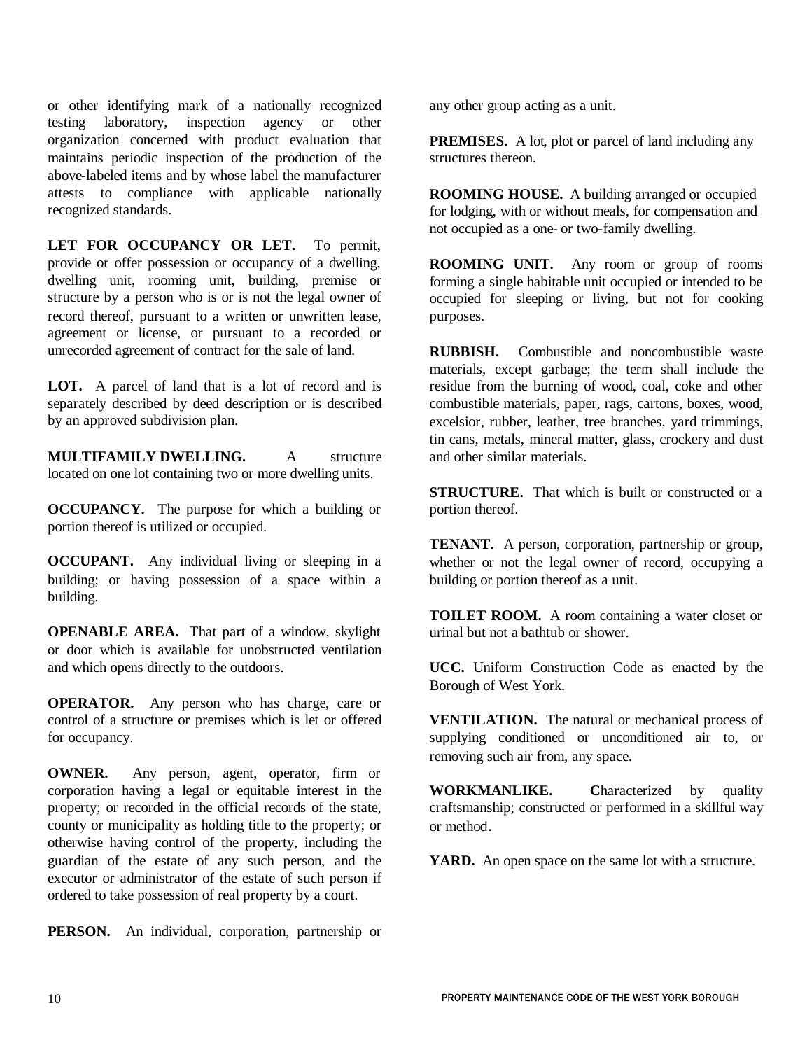or other identifying mark of a nationally recognized testing laboratory, inspection agency or other organization concerned with product evaluation that maintains periodic inspection of the production of the above-labeled items and by whose label the manufacturer attests to compliance with applicable nationally recognized standards.

**LET FOR OCCUPANCY OR LET.** To permit, provide or offer possession or occupancy of a dwelling, dwelling unit, rooming unit, building, premise or structure by a person who is or is not the legal owner of record thereof, pursuant to a written or unwritten lease, agreement or license, or pursuant to a recorded or unrecorded agreement of contract for the sale of land.

**LOT.** A parcel of land that is a lot of record and is separately described by deed description or is described by an approved subdivision plan.

**MULTIFAMILY DWELLING.** A structure located on one lot containing two or more dwelling units.

**OCCUPANCY.** The purpose for which a building or portion thereof is utilized or occupied.

**OCCUPANT.** Any individual living or sleeping in a building; or having possession of a space within a building.

**OPENABLE AREA.** That part of a window, skylight or door which is available for unobstructed ventilation and which opens directly to the outdoors.

**OPERATOR.** Any person who has charge, care or control of a structure or premises which is let or offered for occupancy.

**OWNER.** Any person, agent, operator, firm or corporation having a legal or equitable interest in the property; or recorded in the official records of the state, county or municipality as holding title to the property; or otherwise having control of the property, including the guardian of the estate of any such person, and the executor or administrator of the estate of such person if ordered to take possession of real property by a court.

**PERSON.** An individual, corporation, partnership or any other group acting as a unit.

**PREMISES.** A lot, plot or parcel of land including any structures thereon.

**ROOMING HOUSE.** A building arranged or occupied for lodging, with or without meals, for compensation and not occupied as a one- or two-family dwelling.

**ROOMING UNIT.** Any room or group of rooms forming a single habitable unit occupied or intended to be occupied for sleeping or living, but not for cooking purposes.

**RUBBISH.** Combustible and noncombustible waste materials, except garbage; the term shall include the residue from the burning of wood, coal, coke and other combustible materials, paper, rags, cartons, boxes, wood, excelsior, rubber, leather, tree branches, yard trimmings, tin cans, metals, mineral matter, glass, crockery and dust and other similar materials.

**STRUCTURE.** That which is built or constructed or a portion thereof.

**TENANT.** A person, corporation, partnership or group, whether or not the legal owner of record, occupying a building or portion thereof as a unit.

**TOILET ROOM.** A room containing a water closet or urinal but not a bathtub or shower.

**UCC.** Uniform Construction Code as enacted by the Borough of West York.

**VENTILATION.** The natural or mechanical process of supplying conditioned or unconditioned air to, or removing such air from, any space.

**WORKMANLIKE.** **C**haracterized by quality craftsmanship; constructed or performed in a skillful way or method.

**YARD.** An open space on the same lot with a structure.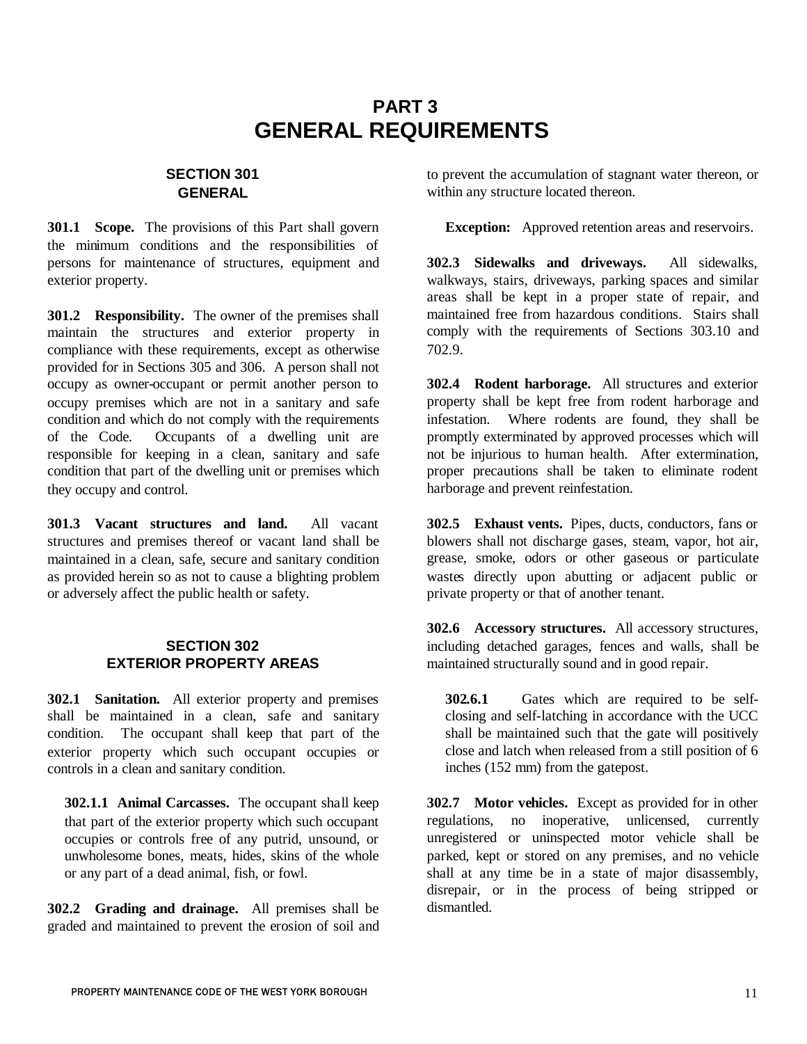# PART 3
# GENERAL REQUIREMENTS

## SECTION 301
## GENERAL

**301.1 Scope.** The provisions of this Part shall govern the minimum conditions and the responsibilities of persons for maintenance of structures, equipment and exterior property.

**301.2 Responsibility.** The owner of the premises shall maintain the structures and exterior property in compliance with these requirements, except as otherwise provided for in Sections 305 and 306. A person shall not occupy as owner-occupant or permit another person to occupy premises which are not in a sanitary and safe condition and which do not comply with the requirements of the Code. Occupants of a dwelling unit are responsible for keeping in a clean, sanitary and safe condition that part of the dwelling unit or premises which they occupy and control.

**301.3 Vacant structures and land.** All vacant structures and premises thereof or vacant land shall be maintained in a clean, safe, secure and sanitary condition as provided herein so as not to cause a blighting problem or adversely affect the public health or safety.

## SECTION 302
## EXTERIOR PROPERTY AREAS

**302.1 Sanitation.** All exterior property and premises shall be maintained in a clean, safe and sanitary condition. The occupant shall keep that part of the exterior property which such occupant occupies or controls in a clean and sanitary condition.

**302.1.1 Animal Carcasses.** The occupant shall keep that part of the exterior property which such occupant occupies or controls free of any putrid, unsound, or unwholesome bones, meats, hides, skins of the whole or any part of a dead animal, fish, or fowl.

**302.2 Grading and drainage.** All premises shall be graded and maintained to prevent the erosion of soil and to prevent the accumulation of stagnant water thereon, or within any structure located thereon.

**Exception:** Approved retention areas and reservoirs.

**302.3 Sidewalks and driveways.** All sidewalks, walkways, stairs, driveways, parking spaces and similar areas shall be kept in a proper state of repair, and maintained free from hazardous conditions. Stairs shall comply with the requirements of Sections 303.10 and 702.9.

**302.4 Rodent harborage.** All structures and exterior property shall be kept free from rodent harborage and infestation. Where rodents are found, they shall be promptly exterminated by approved processes which will not be injurious to human health. After extermination, proper precautions shall be taken to eliminate rodent harborage and prevent reinfestation.

**302.5 Exhaust vents.** Pipes, ducts, conductors, fans or blowers shall not discharge gases, steam, vapor, hot air, grease, smoke, odors or other gaseous or particulate wastes directly upon abutting or adjacent public or private property or that of another tenant.

**302.6 Accessory structures.** All accessory structures, including detached garages, fences and walls, shall be maintained structurally sound and in good repair.

**302.6.1** Gates which are required to be self-closing and self-latching in accordance with the UCC shall be maintained such that the gate will positively close and latch when released from a still position of 6 inches (152 mm) from the gatepost.

**302.7 Motor vehicles.** Except as provided for in other regulations, no inoperative, unlicensed, currently unregistered or uninspected motor vehicle shall be parked, kept or stored on any premises, and no vehicle shall at any time be in a state of major disassembly, disrepair, or in the process of being stripped or dismantled.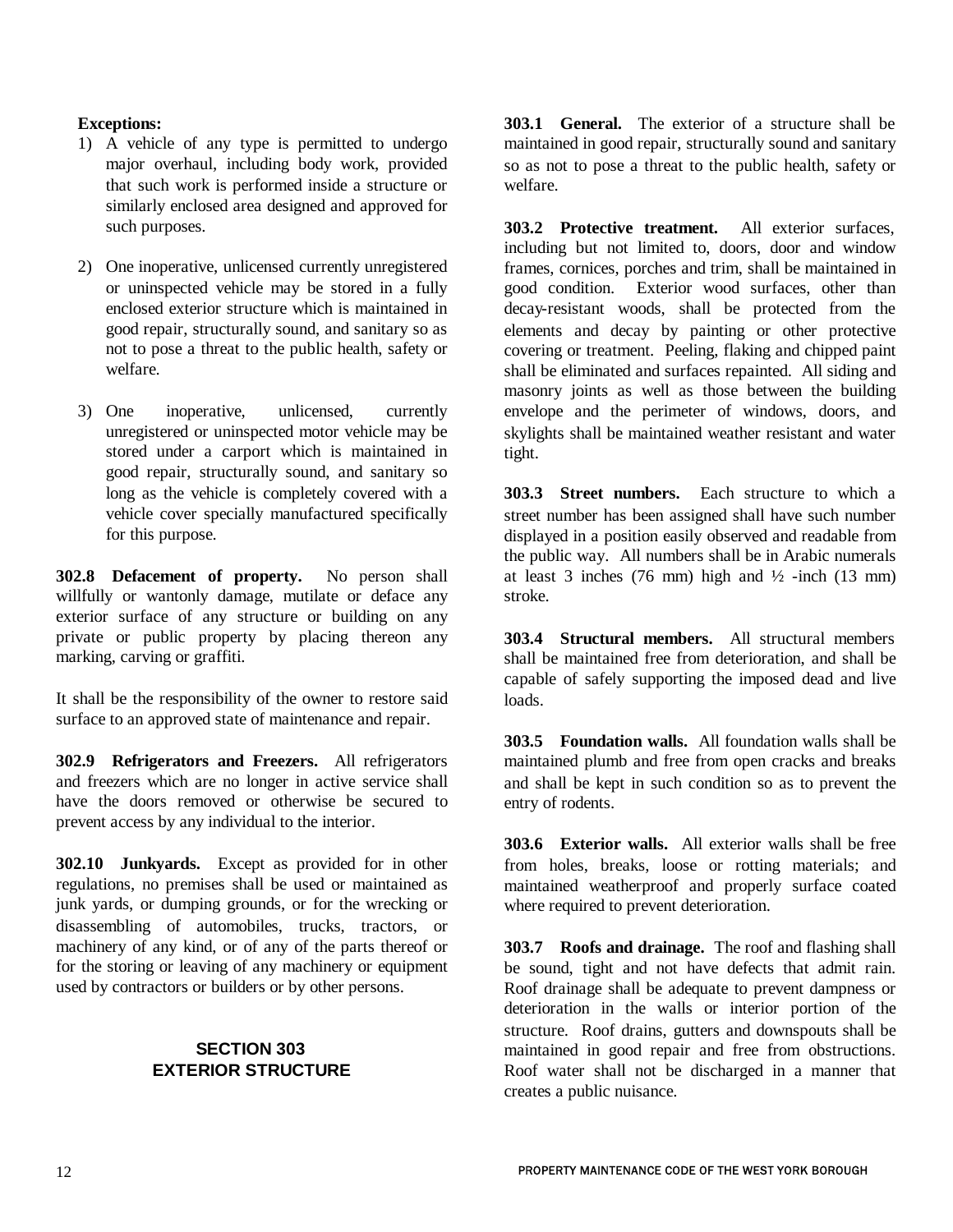**Exceptions:**

1) A vehicle of any type is permitted to undergo major overhaul, including body work, provided that such work is performed inside a structure or similarly enclosed area designed and approved for such purposes.

2) One inoperative, unlicensed currently unregistered or uninspected vehicle may be stored in a fully enclosed exterior structure which is maintained in good repair, structurally sound, and sanitary so as not to pose a threat to the public health, safety or welfare.

3) One inoperative, unlicensed, currently unregistered or uninspected motor vehicle may be stored under a carport which is maintained in good repair, structurally sound, and sanitary so long as the vehicle is completely covered with a vehicle cover specially manufactured specifically for this purpose.

**302.8 Defacement of property.** No person shall willfully or wantonly damage, mutilate or deface any exterior surface of any structure or building on any private or public property by placing thereon any marking, carving or graffiti.

It shall be the responsibility of the owner to restore said surface to an approved state of maintenance and repair.

**302.9 Refrigerators and Freezers.** All refrigerators and freezers which are no longer in active service shall have the doors removed or otherwise be secured to prevent access by any individual to the interior.

**302.10 Junkyards.** Except as provided for in other regulations, no premises shall be used or maintained as junk yards, or dumping grounds, or for the wrecking or disassembling of automobiles, trucks, tractors, or machinery of any kind, or of any of the parts thereof or for the storing or leaving of any machinery or equipment used by contractors or builders or by other persons.

## SECTION 303
## EXTERIOR STRUCTURE

**303.1 General.** The exterior of a structure shall be maintained in good repair, structurally sound and sanitary so as not to pose a threat to the public health, safety or welfare.

**303.2 Protective treatment.** All exterior surfaces, including but not limited to, doors, door and window frames, cornices, porches and trim, shall be maintained in good condition. Exterior wood surfaces, other than decay-resistant woods, shall be protected from the elements and decay by painting or other protective covering or treatment. Peeling, flaking and chipped paint shall be eliminated and surfaces repainted. All siding and masonry joints as well as those between the building envelope and the perimeter of windows, doors, and skylights shall be maintained weather resistant and water tight.

**303.3 Street numbers.** Each structure to which a street number has been assigned shall have such number displayed in a position easily observed and readable from the public way. All numbers shall be in Arabic numerals at least 3 inches (76 mm) high and ½ -inch (13 mm) stroke.

**303.4 Structural members.** All structural members shall be maintained free from deterioration, and shall be capable of safely supporting the imposed dead and live loads.

**303.5 Foundation walls.** All foundation walls shall be maintained plumb and free from open cracks and breaks and shall be kept in such condition so as to prevent the entry of rodents.

**303.6 Exterior walls.** All exterior walls shall be free from holes, breaks, loose or rotting materials; and maintained weatherproof and properly surface coated where required to prevent deterioration.

**303.7 Roofs and drainage.** The roof and flashing shall be sound, tight and not have defects that admit rain. Roof drainage shall be adequate to prevent dampness or deterioration in the walls or interior portion of the structure. Roof drains, gutters and downspouts shall be maintained in good repair and free from obstructions. Roof water shall not be discharged in a manner that creates a public nuisance.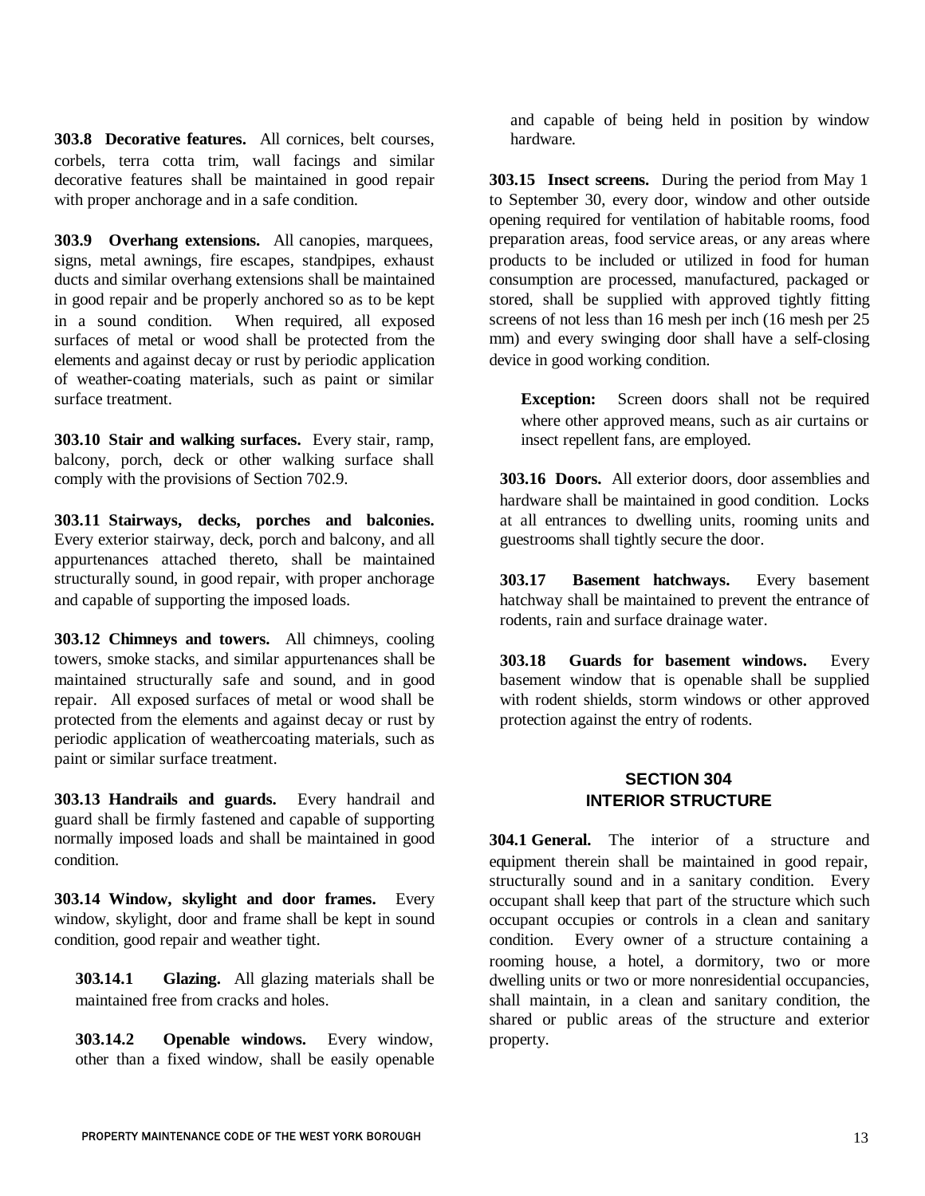**303.8 Decorative features.** All cornices, belt courses, corbels, terra cotta trim, wall facings and similar decorative features shall be maintained in good repair with proper anchorage and in a safe condition.

**303.9 Overhang extensions.** All canopies, marquees, signs, metal awnings, fire escapes, standpipes, exhaust ducts and similar overhang extensions shall be maintained in good repair and be properly anchored so as to be kept in a sound condition. When required, all exposed surfaces of metal or wood shall be protected from the elements and against decay or rust by periodic application of weather-coating materials, such as paint or similar surface treatment.

**303.10 Stair and walking surfaces.** Every stair, ramp, balcony, porch, deck or other walking surface shall comply with the provisions of Section 702.9.

**303.11 Stairways, decks, porches and balconies.** Every exterior stairway, deck, porch and balcony, and all appurtenances attached thereto, shall be maintained structurally sound, in good repair, with proper anchorage and capable of supporting the imposed loads.

**303.12 Chimneys and towers.** All chimneys, cooling towers, smoke stacks, and similar appurtenances shall be maintained structurally safe and sound, and in good repair. All exposed surfaces of metal or wood shall be protected from the elements and against decay or rust by periodic application of weathercoating materials, such as paint or similar surface treatment.

**303.13 Handrails and guards.** Every handrail and guard shall be firmly fastened and capable of supporting normally imposed loads and shall be maintained in good condition.

**303.14 Window, skylight and door frames.** Every window, skylight, door and frame shall be kept in sound condition, good repair and weather tight.

**303.14.1 Glazing.** All glazing materials shall be maintained free from cracks and holes.

**303.14.2 Openable windows.** Every window, other than a fixed window, shall be easily openable and capable of being held in position by window hardware.

**303.15 Insect screens.** During the period from May 1 to September 30, every door, window and other outside opening required for ventilation of habitable rooms, food preparation areas, food service areas, or any areas where products to be included or utilized in food for human consumption are processed, manufactured, packaged or stored, shall be supplied with approved tightly fitting screens of not less than 16 mesh per inch (16 mesh per 25 mm) and every swinging door shall have a self-closing device in good working condition.

**Exception:** Screen doors shall not be required where other approved means, such as air curtains or insect repellent fans, are employed.

**303.16 Doors.** All exterior doors, door assemblies and hardware shall be maintained in good condition. Locks at all entrances to dwelling units, rooming units and guestrooms shall tightly secure the door.

**303.17 Basement hatchways.** Every basement hatchway shall be maintained to prevent the entrance of rodents, rain and surface drainage water.

**303.18 Guards for basement windows.** Every basement window that is openable shall be supplied with rodent shields, storm windows or other approved protection against the entry of rodents.

## SECTION 304
## INTERIOR STRUCTURE

**304.1 General.** The interior of a structure and equipment therein shall be maintained in good repair, structurally sound and in a sanitary condition. Every occupant shall keep that part of the structure which such occupant occupies or controls in a clean and sanitary condition. Every owner of a structure containing a rooming house, a hotel, a dormitory, two or more dwelling units or two or more nonresidential occupancies, shall maintain, in a clean and sanitary condition, the shared or public areas of the structure and exterior property.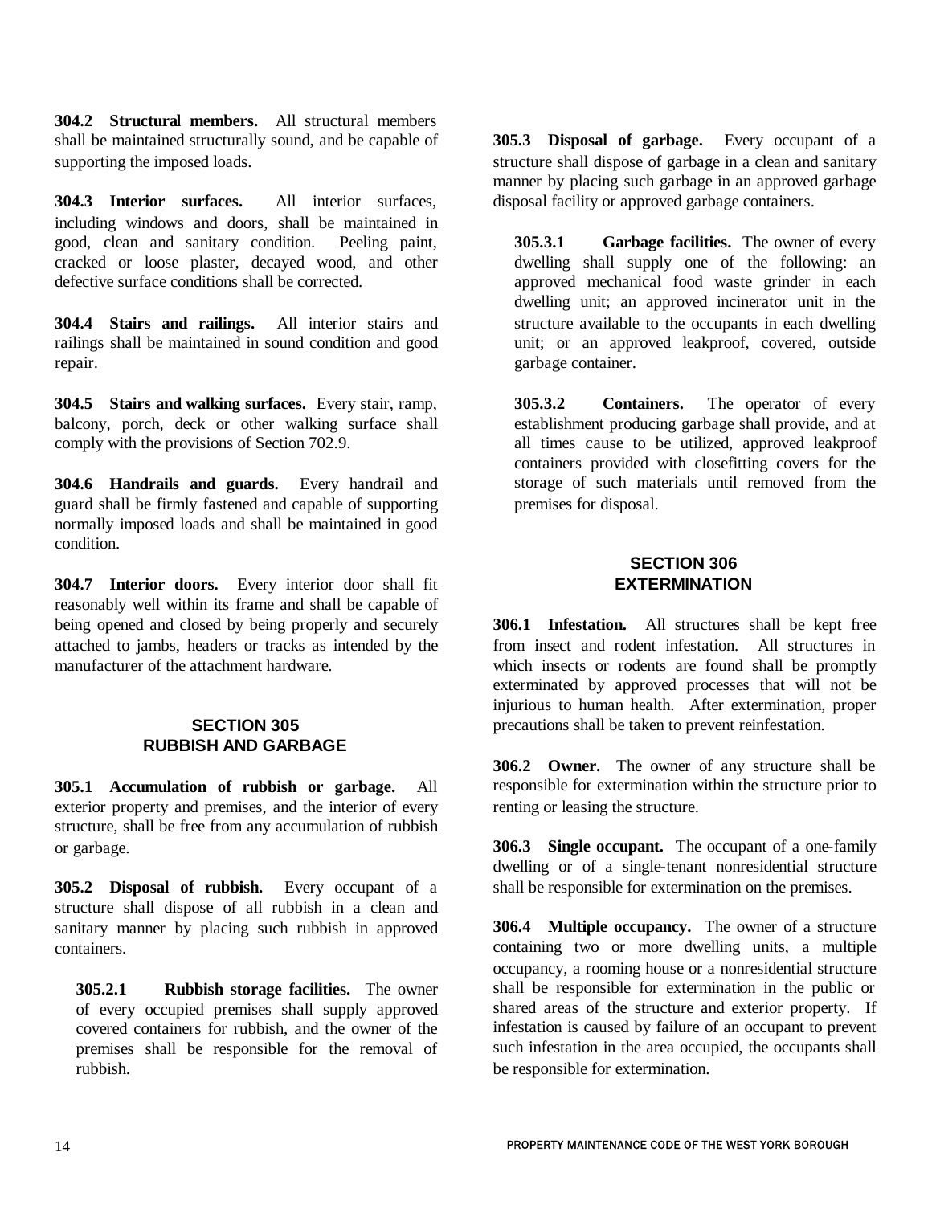**304.2 Structural members.** All structural members shall be maintained structurally sound, and be capable of supporting the imposed loads.

**304.3 Interior surfaces.** All interior surfaces, including windows and doors, shall be maintained in good, clean and sanitary condition. Peeling paint, cracked or loose plaster, decayed wood, and other defective surface conditions shall be corrected.

**304.4 Stairs and railings.** All interior stairs and railings shall be maintained in sound condition and good repair.

**304.5 Stairs and walking surfaces.** Every stair, ramp, balcony, porch, deck or other walking surface shall comply with the provisions of Section 702.9.

**304.6 Handrails and guards.** Every handrail and guard shall be firmly fastened and capable of supporting normally imposed loads and shall be maintained in good condition.

**304.7 Interior doors.** Every interior door shall fit reasonably well within its frame and shall be capable of being opened and closed by being properly and securely attached to jambs, headers or tracks as intended by the manufacturer of the attachment hardware.

## SECTION 305
## RUBBISH AND GARBAGE

**305.1 Accumulation of rubbish or garbage.** All exterior property and premises, and the interior of every structure, shall be free from any accumulation of rubbish or garbage.

**305.2 Disposal of rubbish.** Every occupant of a structure shall dispose of all rubbish in a clean and sanitary manner by placing such rubbish in approved containers.

**305.2.1 Rubbish storage facilities.** The owner of every occupied premises shall supply approved covered containers for rubbish, and the owner of the premises shall be responsible for the removal of rubbish.

**305.3 Disposal of garbage.** Every occupant of a structure shall dispose of garbage in a clean and sanitary manner by placing such garbage in an approved garbage disposal facility or approved garbage containers.

**305.3.1 Garbage facilities.** The owner of every dwelling shall supply one of the following: an approved mechanical food waste grinder in each dwelling unit; an approved incinerator unit in the structure available to the occupants in each dwelling unit; or an approved leakproof, covered, outside garbage container.

**305.3.2 Containers.** The operator of every establishment producing garbage shall provide, and at all times cause to be utilized, approved leakproof containers provided with closefitting covers for the storage of such materials until removed from the premises for disposal.

## SECTION 306
## EXTERMINATION

**306.1 Infestation.** All structures shall be kept free from insect and rodent infestation. All structures in which insects or rodents are found shall be promptly exterminated by approved processes that will not be injurious to human health. After extermination, proper precautions shall be taken to prevent reinfestation.

**306.2 Owner.** The owner of any structure shall be responsible for extermination within the structure prior to renting or leasing the structure.

**306.3 Single occupant.** The occupant of a one-family dwelling or of a single-tenant nonresidential structure shall be responsible for extermination on the premises.

**306.4 Multiple occupancy.** The owner of a structure containing two or more dwelling units, a multiple occupancy, a rooming house or a nonresidential structure shall be responsible for extermination in the public or shared areas of the structure and exterior property. If infestation is caused by failure of an occupant to prevent such infestation in the area occupied, the occupants shall be responsible for extermination.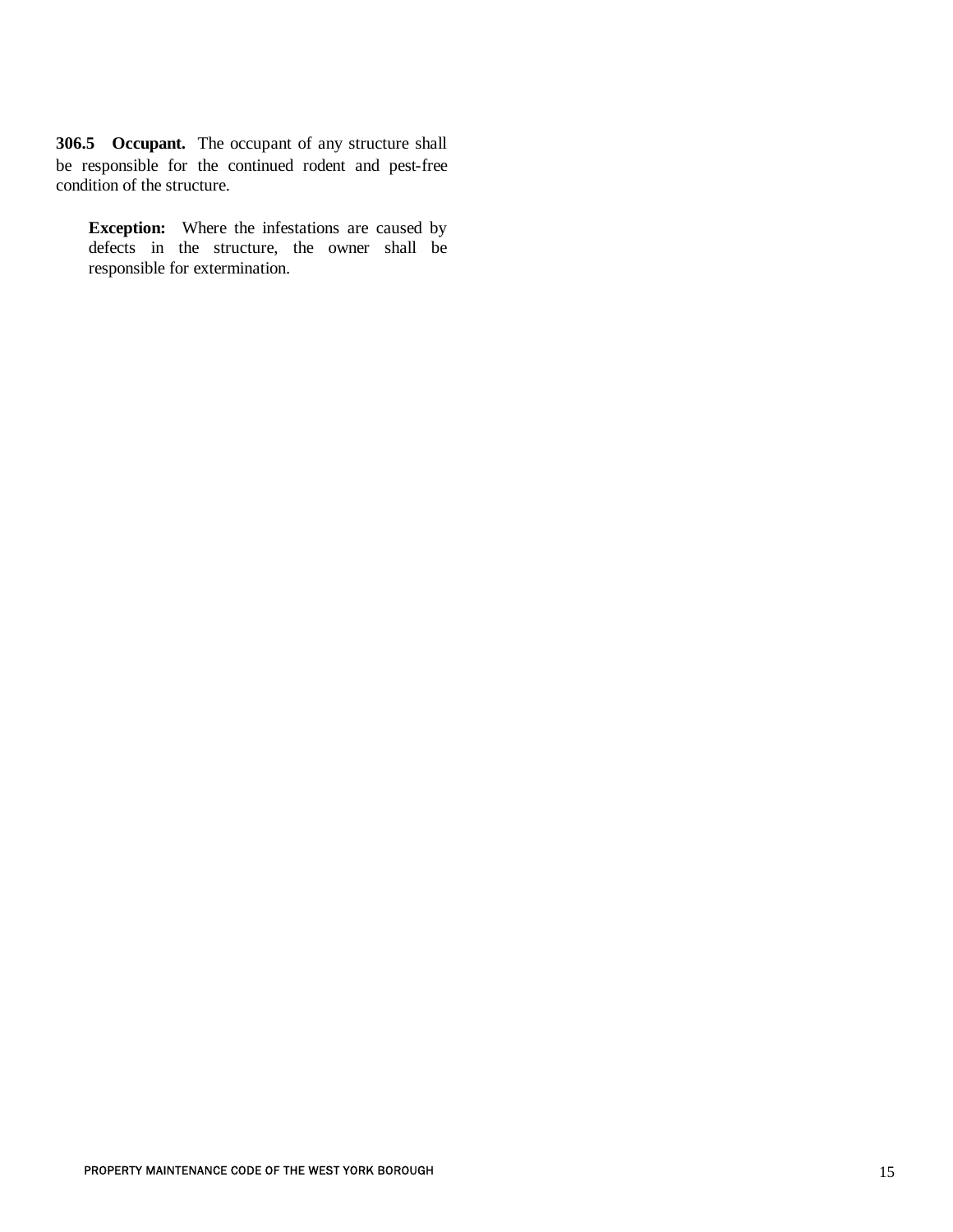**306.5 Occupant.** The occupant of any structure shall be responsible for the continued rodent and pest-free condition of the structure.

> **Exception:** Where the infestations are caused by defects in the structure, the owner shall be responsible for extermination.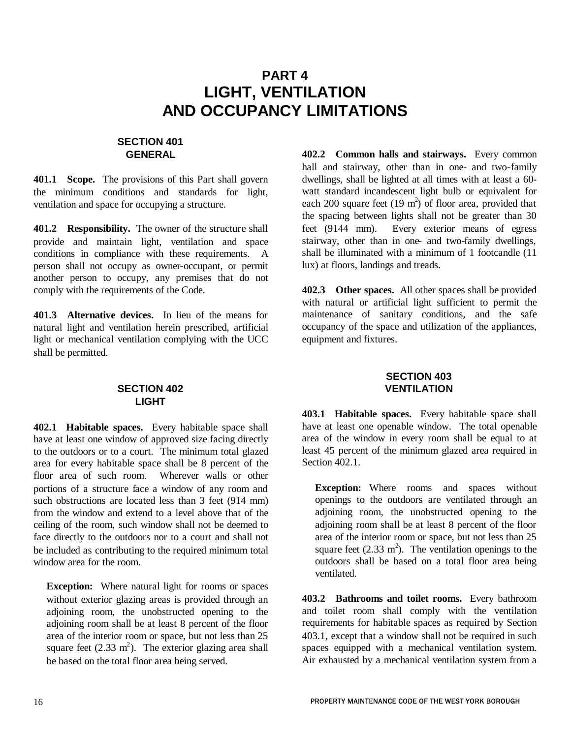# PART 4
# LIGHT, VENTILATION AND OCCUPANCY LIMITATIONS

## SECTION 401
## GENERAL

**401.1 Scope.** The provisions of this Part shall govern the minimum conditions and standards for light, ventilation and space for occupying a structure.

**401.2 Responsibility.** The owner of the structure shall provide and maintain light, ventilation and space conditions in compliance with these requirements. A person shall not occupy as owner-occupant, or permit another person to occupy, any premises that do not comply with the requirements of the Code.

**401.3 Alternative devices.** In lieu of the means for natural light and ventilation herein prescribed, artificial light or mechanical ventilation complying with the UCC shall be permitted.

## SECTION 402
## LIGHT

**402.1 Habitable spaces.** Every habitable space shall have at least one window of approved size facing directly to the outdoors or to a court. The minimum total glazed area for every habitable space shall be 8 percent of the floor area of such room. Wherever walls or other portions of a structure face a window of any room and such obstructions are located less than 3 feet (914 mm) from the window and extend to a level above that of the ceiling of the room, such window shall not be deemed to face directly to the outdoors nor to a court and shall not be included as contributing to the required minimum total window area for the room.

> **Exception:** Where natural light for rooms or spaces without exterior glazing areas is provided through an adjoining room, the unobstructed opening to the adjoining room shall be at least 8 percent of the floor area of the interior room or space, but not less than 25 square feet (2.33 $m^2$). The exterior glazing area shall be based on the total floor area being served.

**402.2 Common halls and stairways.** Every common hall and stairway, other than in one- and two-family dwellings, shall be lighted at all times with at least a 60-watt standard incandescent light bulb or equivalent for each 200 square feet (19 $m^2$) of floor area, provided that the spacing between lights shall not be greater than 30 feet (9144 mm). Every exterior means of egress stairway, other than in one- and two-family dwellings, shall be illuminated with a minimum of 1 footcandle (11 lux) at floors, landings and treads.

**402.3 Other spaces.** All other spaces shall be provided with natural or artificial light sufficient to permit the maintenance of sanitary conditions, and the safe occupancy of the space and utilization of the appliances, equipment and fixtures.

## SECTION 403
## VENTILATION

**403.1 Habitable spaces.** Every habitable space shall have at least one openable window. The total openable area of the window in every room shall be equal to at least 45 percent of the minimum glazed area required in Section 402.1.

> **Exception:** Where rooms and spaces without openings to the outdoors are ventilated through an adjoining room, the unobstructed opening to the adjoining room shall be at least 8 percent of the floor area of the interior room or space, but not less than 25 square feet (2.33 $m^2$). The ventilation openings to the outdoors shall be based on a total floor area being ventilated.

**403.2 Bathrooms and toilet rooms.** Every bathroom and toilet room shall comply with the ventilation requirements for habitable spaces as required by Section 403.1, except that a window shall not be required in such spaces equipped with a mechanical ventilation system. Air exhausted by a mechanical ventilation system from a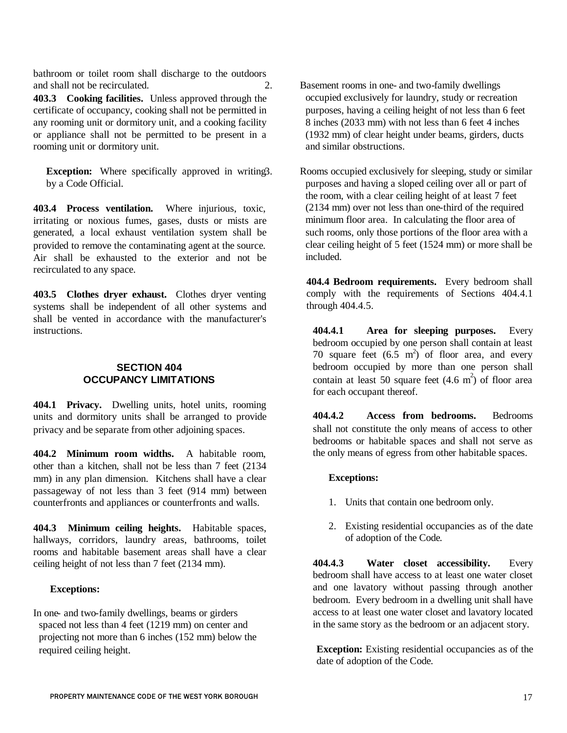bathroom or toilet room shall discharge to the outdoors and shall not be recirculated.

**403.3 Cooking facilities.** Unless approved through the certificate of occupancy, cooking shall not be permitted in any rooming unit or dormitory unit, and a cooking facility or appliance shall not be permitted to be present in a rooming unit or dormitory unit.

**Exception:** Where specifically approved in writing by a Code Official.

**403.4 Process ventilation.** Where injurious, toxic, irritating or noxious fumes, gases, dusts or mists are generated, a local exhaust ventilation system shall be provided to remove the contaminating agent at the source. Air shall be exhausted to the exterior and not be recirculated to any space.

**403.5 Clothes dryer exhaust.** Clothes dryer venting systems shall be independent of all other systems and shall be vented in accordance with the manufacturer's instructions.

## SECTION 404 OCCUPANCY LIMITATIONS

**404.1 Privacy.** Dwelling units, hotel units, rooming units and dormitory units shall be arranged to provide privacy and be separate from other adjoining spaces.

**404.2 Minimum room widths.** A habitable room, other than a kitchen, shall not be less than 7 feet (2134 mm) in any plan dimension. Kitchens shall have a clear passageway of not less than 3 feet (914 mm) between counterfronts and appliances or counterfronts and walls.

**404.3 Minimum ceiling heights.** Habitable spaces, hallways, corridors, laundry areas, bathrooms, toilet rooms and habitable basement areas shall have a clear ceiling height of not less than 7 feet (2134 mm).

**Exceptions:**

1. In one- and two-family dwellings, beams or girders spaced not less than 4 feet (1219 mm) on center and projecting not more than 6 inches (152 mm) below the required ceiling height.
2. Basement rooms in one- and two-family dwellings occupied exclusively for laundry, study or recreation purposes, having a ceiling height of not less than 6 feet 8 inches (2033 mm) with not less than 6 feet 4 inches (1932 mm) of clear height under beams, girders, ducts and similar obstructions.
3. Rooms occupied exclusively for sleeping, study or similar purposes and having a sloped ceiling over all or part of the room, with a clear ceiling height of at least 7 feet (2134 mm) over not less than one-third of the required minimum floor area. In calculating the floor area of such rooms, only those portions of the floor area with a clear ceiling height of 5 feet (1524 mm) or more shall be included.

**404.4 Bedroom requirements.** Every bedroom shall comply with the requirements of Sections 404.4.1 through 404.4.5.

**404.4.1 Area for sleeping purposes.** Every bedroom occupied by one person shall contain at least 70 square feet (6.5 $m^2$) of floor area, and every bedroom occupied by more than one person shall contain at least 50 square feet (4.6 $m^2$) of floor area for each occupant thereof.

**404.4.2 Access from bedrooms.** Bedrooms shall not constitute the only means of access to other bedrooms or habitable spaces and shall not serve as the only means of egress from other habitable spaces.

**Exceptions:**

1. Units that contain one bedroom only.
2. Existing residential occupancies as of the date of adoption of the Code.

**404.4.3 Water closet accessibility.** Every bedroom shall have access to at least one water closet and one lavatory without passing through another bedroom. Every bedroom in a dwelling unit shall have access to at least one water closet and lavatory located in the same story as the bedroom or an adjacent story.

**Exception:** Existing residential occupancies as of the date of adoption of the Code.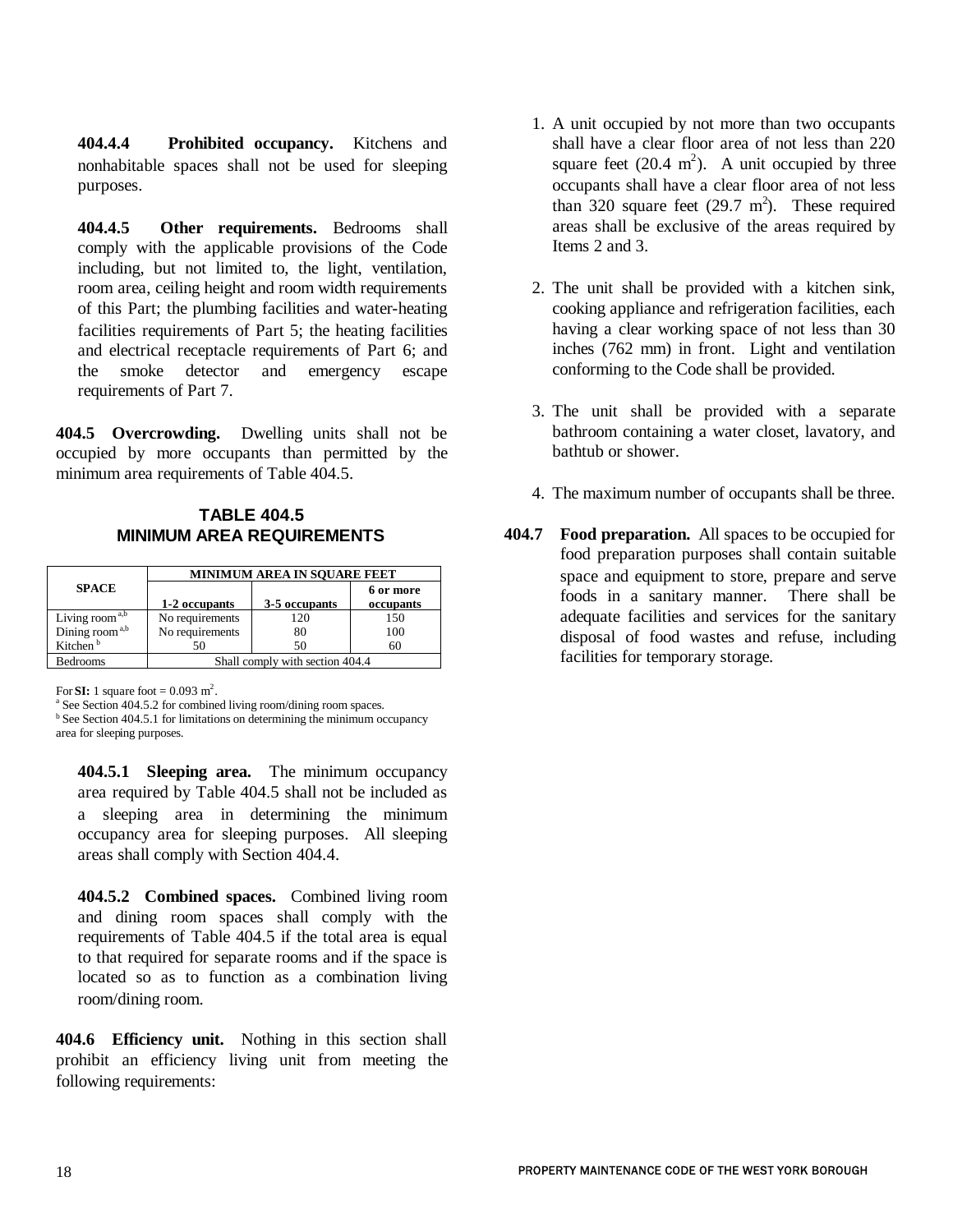**404.4.4 Prohibited occupancy.** Kitchens and nonhabitable spaces shall not be used for sleeping purposes.

**404.4.5 Other requirements.** Bedrooms shall comply with the applicable provisions of the Code including, but not limited to, the light, ventilation, room area, ceiling height and room width requirements of this Part; the plumbing facilities and water-heating facilities requirements of Part 5; the heating facilities and electrical receptacle requirements of Part 6; and the smoke detector and emergency escape requirements of Part 7.

**404.5 Overcrowding.** Dwelling units shall not be occupied by more occupants than permitted by the minimum area requirements of Table 404.5.

**TABLE 404.5**
**MINIMUM AREA REQUIREMENTS**

| SPACE | MINIMUM AREA IN SQUARE FEET | | |
|---|---|---|---|
| | 1-2 occupants | 3-5 occupants | 6 or more occupants |
| Living room [a,b] | No requirements | 120 | 150 |
| Dining room [a,b] | No requirements | 80 | 100 |
| Kitchen [b] | 50 | 50 | 60 |
| Bedrooms | Shall comply with section 404.4 | | |

For **SI:** 1 square foot = 0.093 $m^2$.

[a] See Section 404.5.2 for combined living room/dining room spaces.

[b] See Section 404.5.1 for limitations on determining the minimum occupancy area for sleeping purposes.

**404.5.1 Sleeping area.** The minimum occupancy area required by Table 404.5 shall not be included as a sleeping area in determining the minimum occupancy area for sleeping purposes. All sleeping areas shall comply with Section 404.4.

**404.5.2 Combined spaces.** Combined living room and dining room spaces shall comply with the requirements of Table 404.5 if the total area is equal to that required for separate rooms and if the space is located so as to function as a combination living room/dining room.

**404.6 Efficiency unit.** Nothing in this section shall prohibit an efficiency living unit from meeting the following requirements:

1. A unit occupied by not more than two occupants shall have a clear floor area of not less than 220 square feet (20.4 $m^2$). A unit occupied by three occupants shall have a clear floor area of not less than 320 square feet (29.7 $m^2$). These required areas shall be exclusive of the areas required by Items 2 and 3.

2. The unit shall be provided with a kitchen sink, cooking appliance and refrigeration facilities, each having a clear working space of not less than 30 inches (762 mm) in front. Light and ventilation conforming to the Code shall be provided.

3. The unit shall be provided with a separate bathroom containing a water closet, lavatory, and bathtub or shower.

4. The maximum number of occupants shall be three.

**404.7 Food preparation.** All spaces to be occupied for food preparation purposes shall contain suitable space and equipment to store, prepare and serve foods in a sanitary manner. There shall be adequate facilities and services for the sanitary disposal of food wastes and refuse, including facilities for temporary storage.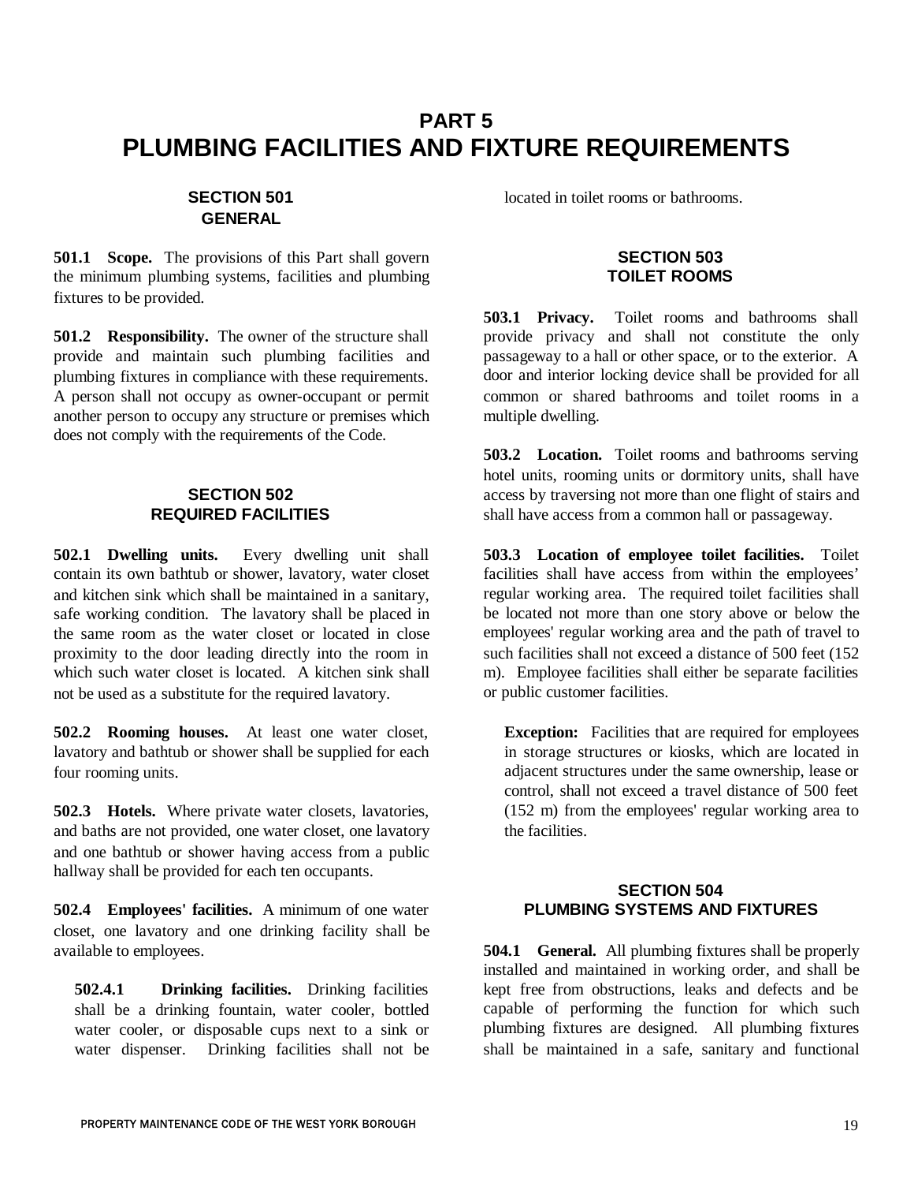# PART 5
# PLUMBING FACILITIES AND FIXTURE REQUIREMENTS

## SECTION 501
## GENERAL

**501.1 Scope.** The provisions of this Part shall govern the minimum plumbing systems, facilities and plumbing fixtures to be provided.

**501.2 Responsibility.** The owner of the structure shall provide and maintain such plumbing facilities and plumbing fixtures in compliance with these requirements. A person shall not occupy as owner-occupant or permit another person to occupy any structure or premises which does not comply with the requirements of the Code.

## SECTION 502
## REQUIRED FACILITIES

**502.1 Dwelling units.** Every dwelling unit shall contain its own bathtub or shower, lavatory, water closet and kitchen sink which shall be maintained in a sanitary, safe working condition. The lavatory shall be placed in the same room as the water closet or located in close proximity to the door leading directly into the room in which such water closet is located. A kitchen sink shall not be used as a substitute for the required lavatory.

**502.2 Rooming houses.** At least one water closet, lavatory and bathtub or shower shall be supplied for each four rooming units.

**502.3 Hotels.** Where private water closets, lavatories, and baths are not provided, one water closet, one lavatory and one bathtub or shower having access from a public hallway shall be provided for each ten occupants.

**502.4 Employees' facilities.** A minimum of one water closet, one lavatory and one drinking facility shall be available to employees.

> **502.4.1 Drinking facilities.** Drinking facilities shall be a drinking fountain, water cooler, bottled water cooler, or disposable cups next to a sink or water dispenser. Drinking facilities shall not be located in toilet rooms or bathrooms.

## SECTION 503
## TOILET ROOMS

**503.1 Privacy.** Toilet rooms and bathrooms shall provide privacy and shall not constitute the only passageway to a hall or other space, or to the exterior. A door and interior locking device shall be provided for all common or shared bathrooms and toilet rooms in a multiple dwelling.

**503.2 Location.** Toilet rooms and bathrooms serving hotel units, rooming units or dormitory units, shall have access by traversing not more than one flight of stairs and shall have access from a common hall or passageway.

**503.3 Location of employee toilet facilities.** Toilet facilities shall have access from within the employees' regular working area. The required toilet facilities shall be located not more than one story above or below the employees' regular working area and the path of travel to such facilities shall not exceed a distance of 500 feet (152 m). Employee facilities shall either be separate facilities or public customer facilities.

> **Exception:** Facilities that are required for employees in storage structures or kiosks, which are located in adjacent structures under the same ownership, lease or control, shall not exceed a travel distance of 500 feet (152 m) from the employees' regular working area to the facilities.

## SECTION 504
## PLUMBING SYSTEMS AND FIXTURES

**504.1 General.** All plumbing fixtures shall be properly installed and maintained in working order, and shall be kept free from obstructions, leaks and defects and be capable of performing the function for which such plumbing fixtures are designed. All plumbing fixtures shall be maintained in a safe, sanitary and functional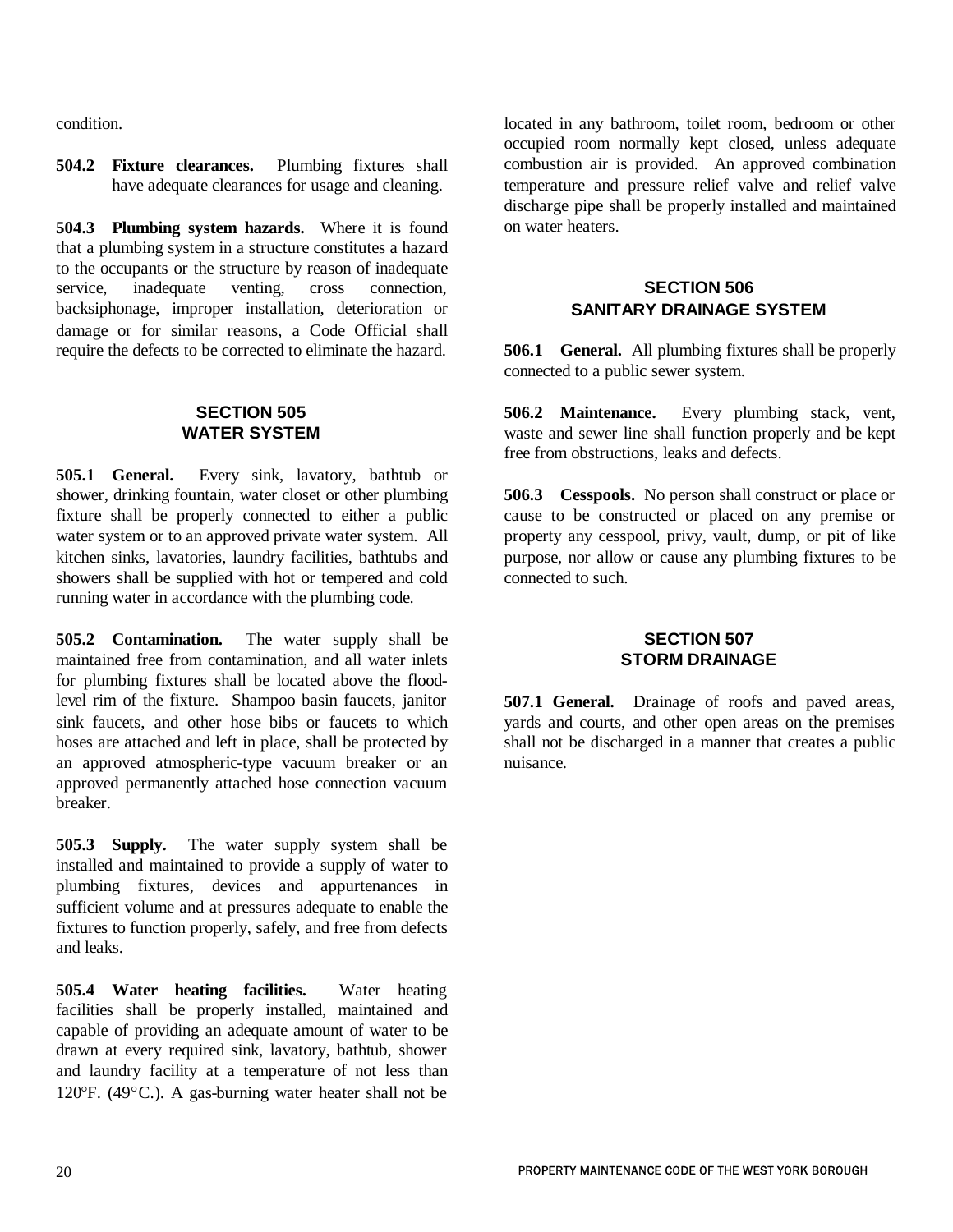condition.

**504.2 Fixture clearances.** Plumbing fixtures shall have adequate clearances for usage and cleaning.

**504.3 Plumbing system hazards.** Where it is found that a plumbing system in a structure constitutes a hazard to the occupants or the structure by reason of inadequate service, inadequate venting, cross connection, backsiphonage, improper installation, deterioration or damage or for similar reasons, a Code Official shall require the defects to be corrected to eliminate the hazard.

## SECTION 505
## WATER SYSTEM

**505.1 General.** Every sink, lavatory, bathtub or shower, drinking fountain, water closet or other plumbing fixture shall be properly connected to either a public water system or to an approved private water system. All kitchen sinks, lavatories, laundry facilities, bathtubs and showers shall be supplied with hot or tempered and cold running water in accordance with the plumbing code.

**505.2 Contamination.** The water supply shall be maintained free from contamination, and all water inlets for plumbing fixtures shall be located above the flood-level rim of the fixture. Shampoo basin faucets, janitor sink faucets, and other hose bibs or faucets to which hoses are attached and left in place, shall be protected by an approved atmospheric-type vacuum breaker or an approved permanently attached hose connection vacuum breaker.

**505.3 Supply.** The water supply system shall be installed and maintained to provide a supply of water to plumbing fixtures, devices and appurtenances in sufficient volume and at pressures adequate to enable the fixtures to function properly, safely, and free from defects and leaks.

**505.4 Water heating facilities.** Water heating facilities shall be properly installed, maintained and capable of providing an adequate amount of water to be drawn at every required sink, lavatory, bathtub, shower and laundry facility at a temperature of not less than 120°F. (49°C.). A gas-burning water heater shall not be located in any bathroom, toilet room, bedroom or other occupied room normally kept closed, unless adequate combustion air is provided. An approved combination temperature and pressure relief valve and relief valve discharge pipe shall be properly installed and maintained on water heaters.

## SECTION 506
## SANITARY DRAINAGE SYSTEM

**506.1 General.** All plumbing fixtures shall be properly connected to a public sewer system.

**506.2 Maintenance.** Every plumbing stack, vent, waste and sewer line shall function properly and be kept free from obstructions, leaks and defects.

**506.3 Cesspools.** No person shall construct or place or cause to be constructed or placed on any premise or property any cesspool, privy, vault, dump, or pit of like purpose, nor allow or cause any plumbing fixtures to be connected to such.

## SECTION 507
## STORM DRAINAGE

**507.1 General.** Drainage of roofs and paved areas, yards and courts, and other open areas on the premises shall not be discharged in a manner that creates a public nuisance.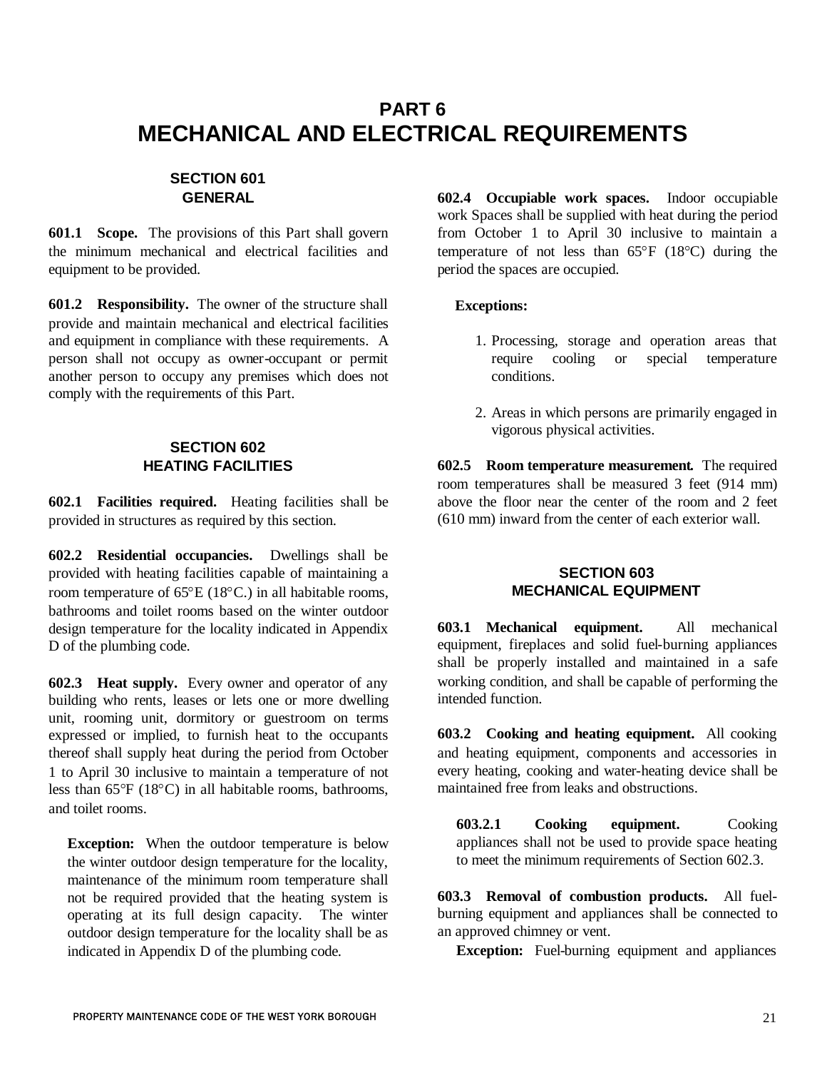# PART 6
# MECHANICAL AND ELECTRICAL REQUIREMENTS

## SECTION 601
## GENERAL

**601.1 Scope.** The provisions of this Part shall govern the minimum mechanical and electrical facilities and equipment to be provided.

**601.2 Responsibility.** The owner of the structure shall provide and maintain mechanical and electrical facilities and equipment in compliance with these requirements. A person shall not occupy as owner-occupant or permit another person to occupy any premises which does not comply with the requirements of this Part.

## SECTION 602
## HEATING FACILITIES

**602.1 Facilities required.** Heating facilities shall be provided in structures as required by this section.

**602.2 Residential occupancies.** Dwellings shall be provided with heating facilities capable of maintaining a room temperature of 65°E (18°C.) in all habitable rooms, bathrooms and toilet rooms based on the winter outdoor design temperature for the locality indicated in Appendix D of the plumbing code.

**602.3 Heat supply.** Every owner and operator of any building who rents, leases or lets one or more dwelling unit, rooming unit, dormitory or guestroom on terms expressed or implied, to furnish heat to the occupants thereof shall supply heat during the period from October 1 to April 30 inclusive to maintain a temperature of not less than 65°F (18°C) in all habitable rooms, bathrooms, and toilet rooms.

**Exception:** When the outdoor temperature is below the winter outdoor design temperature for the locality, maintenance of the minimum room temperature shall not be required provided that the heating system is operating at its full design capacity. The winter outdoor design temperature for the locality shall be as indicated in Appendix D of the plumbing code.

**602.4 Occupiable work spaces.** Indoor occupiable work Spaces shall be supplied with heat during the period from October 1 to April 30 inclusive to maintain a temperature of not less than 65°F (18°C) during the period the spaces are occupied.

**Exceptions:**

1. Processing, storage and operation areas that require cooling or special temperature conditions.
2. Areas in which persons are primarily engaged in vigorous physical activities.

**602.5 Room temperature measurement.** The required room temperatures shall be measured 3 feet (914 mm) above the floor near the center of the room and 2 feet (610 mm) inward from the center of each exterior wall.

## SECTION 603
## MECHANICAL EQUIPMENT

**603.1 Mechanical equipment.** All mechanical equipment, fireplaces and solid fuel-burning appliances shall be properly installed and maintained in a safe working condition, and shall be capable of performing the intended function.

**603.2 Cooking and heating equipment.** All cooking and heating equipment, components and accessories in every heating, cooking and water-heating device shall be maintained free from leaks and obstructions.

**603.2.1 Cooking equipment.** Cooking appliances shall not be used to provide space heating to meet the minimum requirements of Section 602.3.

**603.3 Removal of combustion products.** All fuel-burning equipment and appliances shall be connected to an approved chimney or vent.

**Exception:** Fuel-burning equipment and appliances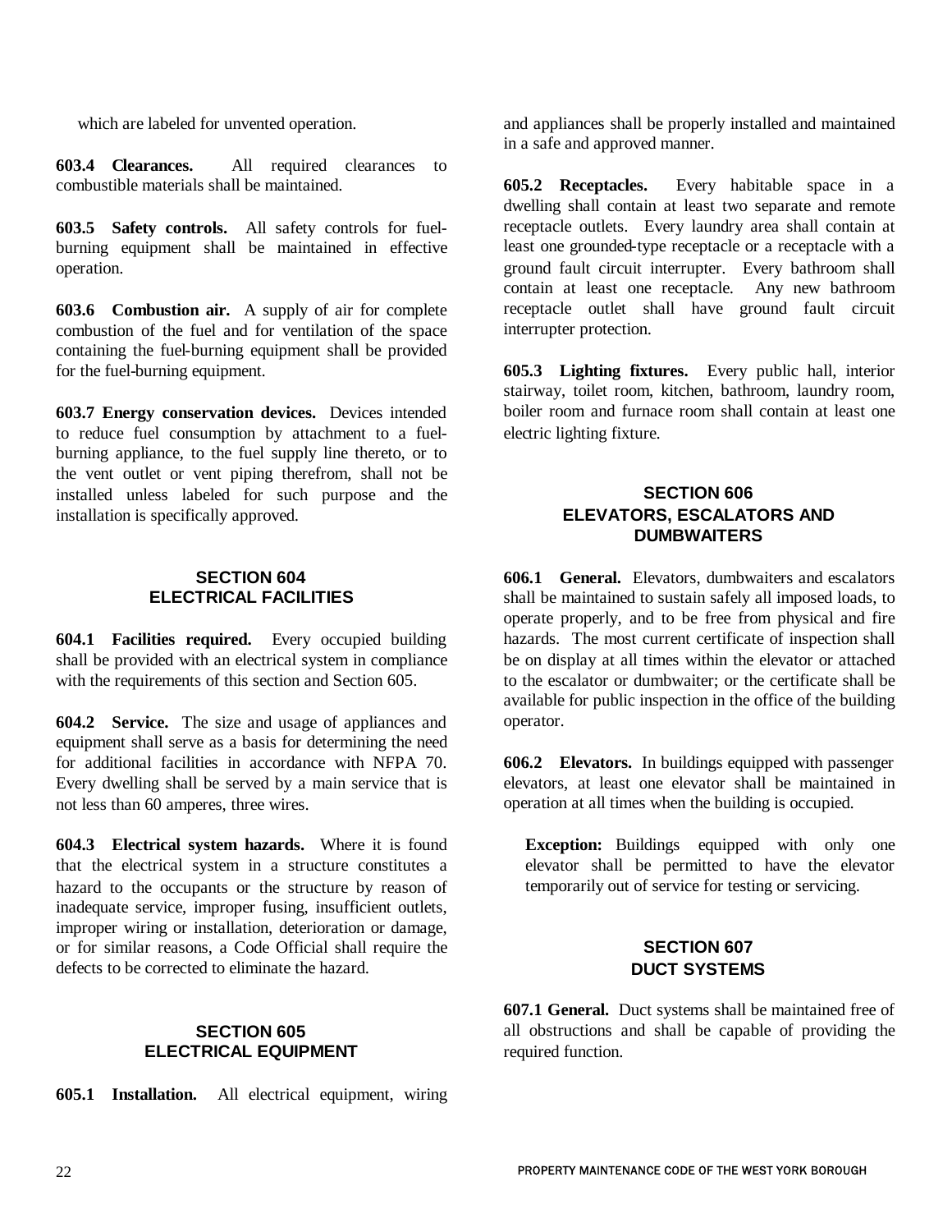which are labeled for unvented operation.

**603.4 Clearances.** All required clearances to combustible materials shall be maintained.

**603.5 Safety controls.** All safety controls for fuel-burning equipment shall be maintained in effective operation.

**603.6 Combustion air.** A supply of air for complete combustion of the fuel and for ventilation of the space containing the fuel-burning equipment shall be provided for the fuel-burning equipment.

**603.7 Energy conservation devices.** Devices intended to reduce fuel consumption by attachment to a fuel-burning appliance, to the fuel supply line thereto, or to the vent outlet or vent piping therefrom, shall not be installed unless labeled for such purpose and the installation is specifically approved.

## SECTION 604
## ELECTRICAL FACILITIES

**604.1 Facilities required.** Every occupied building shall be provided with an electrical system in compliance with the requirements of this section and Section 605.

**604.2 Service.** The size and usage of appliances and equipment shall serve as a basis for determining the need for additional facilities in accordance with NFPA 70. Every dwelling shall be served by a main service that is not less than 60 amperes, three wires.

**604.3 Electrical system hazards.** Where it is found that the electrical system in a structure constitutes a hazard to the occupants or the structure by reason of inadequate service, improper fusing, insufficient outlets, improper wiring or installation, deterioration or damage, or for similar reasons, a Code Official shall require the defects to be corrected to eliminate the hazard.

## SECTION 605
## ELECTRICAL EQUIPMENT

**605.1 Installation.** All electrical equipment, wiring and appliances shall be properly installed and maintained in a safe and approved manner.

**605.2 Receptacles.** Every habitable space in a dwelling shall contain at least two separate and remote receptacle outlets. Every laundry area shall contain at least one grounded-type receptacle or a receptacle with a ground fault circuit interrupter. Every bathroom shall contain at least one receptacle. Any new bathroom receptacle outlet shall have ground fault circuit interrupter protection.

**605.3 Lighting fixtures.** Every public hall, interior stairway, toilet room, kitchen, bathroom, laundry room, boiler room and furnace room shall contain at least one electric lighting fixture.

## SECTION 606
## ELEVATORS, ESCALATORS AND DUMBWAITERS

**606.1 General.** Elevators, dumbwaiters and escalators shall be maintained to sustain safely all imposed loads, to operate properly, and to be free from physical and fire hazards. The most current certificate of inspection shall be on display at all times within the elevator or attached to the escalator or dumbwaiter; or the certificate shall be available for public inspection in the office of the building operator.

**606.2 Elevators.** In buildings equipped with passenger elevators, at least one elevator shall be maintained in operation at all times when the building is occupied.

> **Exception:** Buildings equipped with only one elevator shall be permitted to have the elevator temporarily out of service for testing or servicing.

## SECTION 607
## DUCT SYSTEMS

**607.1 General.** Duct systems shall be maintained free of all obstructions and shall be capable of providing the required function.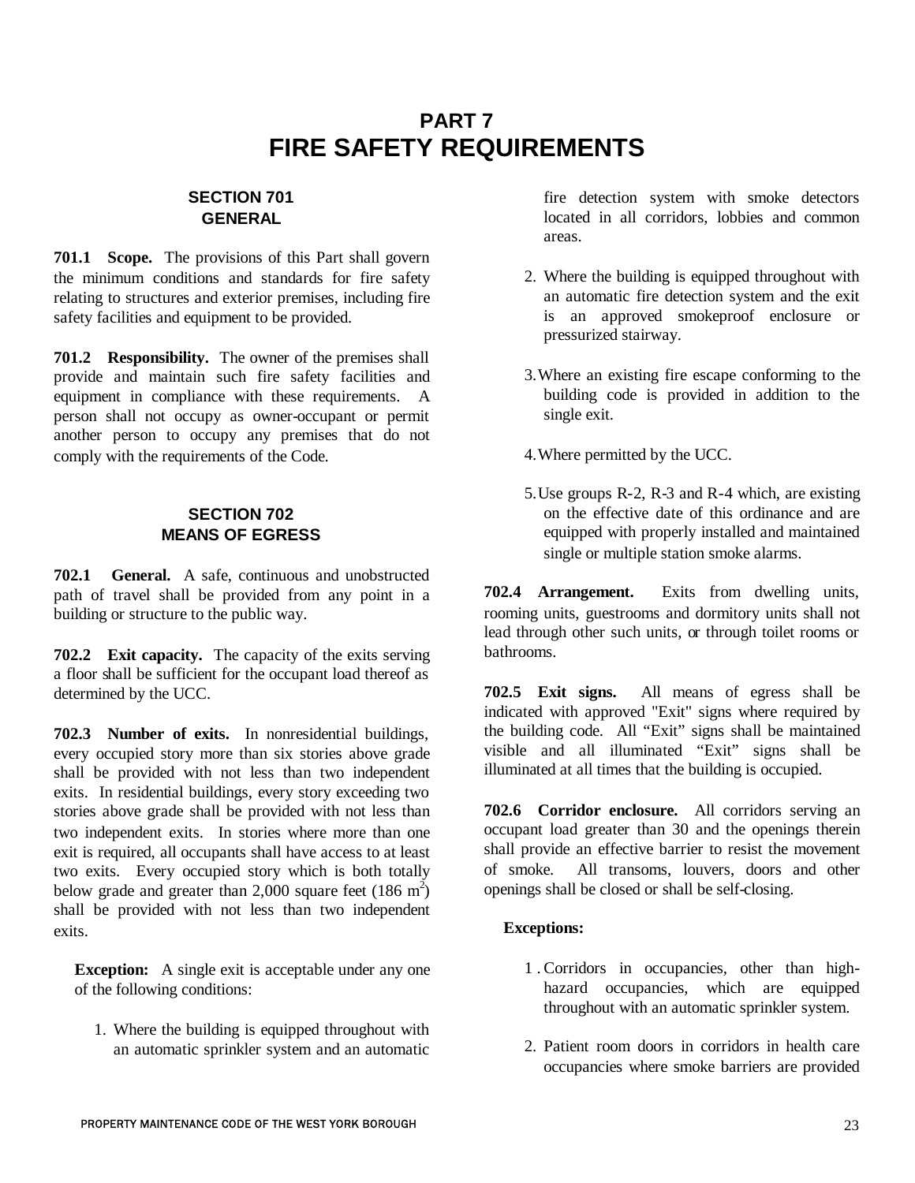# PART 7
# FIRE SAFETY REQUIREMENTS

## SECTION 701
## GENERAL

**701.1 Scope.** The provisions of this Part shall govern the minimum conditions and standards for fire safety relating to structures and exterior premises, including fire safety facilities and equipment to be provided.

**701.2 Responsibility.** The owner of the premises shall provide and maintain such fire safety facilities and equipment in compliance with these requirements. A person shall not occupy as owner-occupant or permit another person to occupy any premises that do not comply with the requirements of the Code.

## SECTION 702
## MEANS OF EGRESS

**702.1 General.** A safe, continuous and unobstructed path of travel shall be provided from any point in a building or structure to the public way.

**702.2 Exit capacity.** The capacity of the exits serving a floor shall be sufficient for the occupant load thereof as determined by the UCC.

**702.3 Number of exits.** In nonresidential buildings, every occupied story more than six stories above grade shall be provided with not less than two independent exits. In residential buildings, every story exceeding two stories above grade shall be provided with not less than two independent exits. In stories where more than one exit is required, all occupants shall have access to at least two exits. Every occupied story which is both totally below grade and greater than 2,000 square feet (186 $m^2$) shall be provided with not less than two independent exits.

**Exception:** A single exit is acceptable under any one of the following conditions:

1. Where the building is equipped throughout with an automatic sprinkler system and an automatic fire detection system with smoke detectors located in all corridors, lobbies and common areas.
2. Where the building is equipped throughout with an automatic fire detection system and the exit is an approved smokeproof enclosure or pressurized stairway.
3. Where an existing fire escape conforming to the building code is provided in addition to the single exit.
4. Where permitted by the UCC.
5. Use groups R-2, R-3 and R-4 which, are existing on the effective date of this ordinance and are equipped with properly installed and maintained single or multiple station smoke alarms.

**702.4 Arrangement.** Exits from dwelling units, rooming units, guestrooms and dormitory units shall not lead through other such units, or through toilet rooms or bathrooms.

**702.5 Exit signs.** All means of egress shall be indicated with approved "Exit" signs where required by the building code. All "Exit" signs shall be maintained visible and all illuminated "Exit" signs shall be illuminated at all times that the building is occupied.

**702.6 Corridor enclosure.** All corridors serving an occupant load greater than 30 and the openings therein shall provide an effective barrier to resist the movement of smoke. All transoms, louvers, doors and other openings shall be closed or shall be self-closing.

**Exceptions:**

1. Corridors in occupancies, other than high-hazard occupancies, which are equipped throughout with an automatic sprinkler system.
2. Patient room doors in corridors in health care occupancies where smoke barriers are provided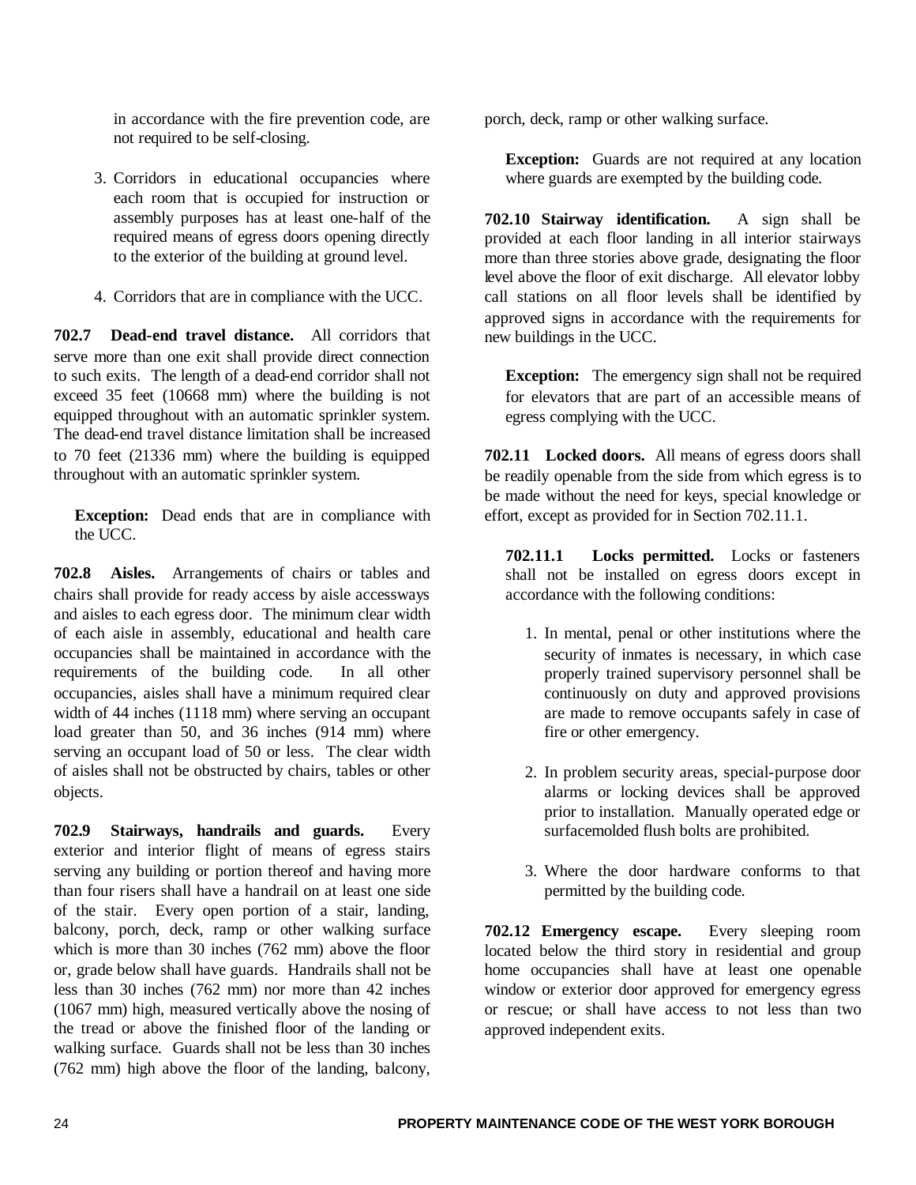in accordance with the fire prevention code, are not required to be self-closing.

3. Corridors in educational occupancies where each room that is occupied for instruction or assembly purposes has at least one-half of the required means of egress doors opening directly to the exterior of the building at ground level.

4. Corridors that are in compliance with the UCC.

**702.7 Dead-end travel distance.** All corridors that serve more than one exit shall provide direct connection to such exits. The length of a dead-end corridor shall not exceed 35 feet (10668 mm) where the building is not equipped throughout with an automatic sprinkler system. The dead-end travel distance limitation shall be increased to 70 feet (21336 mm) where the building is equipped throughout with an automatic sprinkler system.

**Exception:** Dead ends that are in compliance with the UCC.

**702.8 Aisles.** Arrangements of chairs or tables and chairs shall provide for ready access by aisle accessways and aisles to each egress door. The minimum clear width of each aisle in assembly, educational and health care occupancies shall be maintained in accordance with the requirements of the building code. In all other occupancies, aisles shall have a minimum required clear width of 44 inches (1118 mm) where serving an occupant load greater than 50, and 36 inches (914 mm) where serving an occupant load of 50 or less. The clear width of aisles shall not be obstructed by chairs, tables or other objects.

**702.9 Stairways, handrails and guards.** Every exterior and interior flight of means of egress stairs serving any building or portion thereof and having more than four risers shall have a handrail on at least one side of the stair. Every open portion of a stair, landing, balcony, porch, deck, ramp or other walking surface which is more than 30 inches (762 mm) above the floor or, grade below shall have guards. Handrails shall not be less than 30 inches (762 mm) nor more than 42 inches (1067 mm) high, measured vertically above the nosing of the tread or above the finished floor of the landing or walking surface. Guards shall not be less than 30 inches (762 mm) high above the floor of the landing, balcony, porch, deck, ramp or other walking surface.

**Exception:** Guards are not required at any location where guards are exempted by the building code.

**702.10 Stairway identification.** A sign shall be provided at each floor landing in all interior stairways more than three stories above grade, designating the floor level above the floor of exit discharge. All elevator lobby call stations on all floor levels shall be identified by approved signs in accordance with the requirements for new buildings in the UCC.

**Exception:** The emergency sign shall not be required for elevators that are part of an accessible means of egress complying with the UCC.

**702.11 Locked doors.** All means of egress doors shall be readily openable from the side from which egress is to be made without the need for keys, special knowledge or effort, except as provided for in Section 702.11.1.

**702.11.1 Locks permitted.** Locks or fasteners shall not be installed on egress doors except in accordance with the following conditions:

1. In mental, penal or other institutions where the security of inmates is necessary, in which case properly trained supervisory personnel shall be continuously on duty and approved provisions are made to remove occupants safely in case of fire or other emergency.

2. In problem security areas, special-purpose door alarms or locking devices shall be approved prior to installation. Manually operated edge or surfacemolded flush bolts are prohibited.

3. Where the door hardware conforms to that permitted by the building code.

**702.12 Emergency escape.** Every sleeping room located below the third story in residential and group home occupancies shall have at least one openable window or exterior door approved for emergency egress or rescue; or shall have access to not less than two approved independent exits.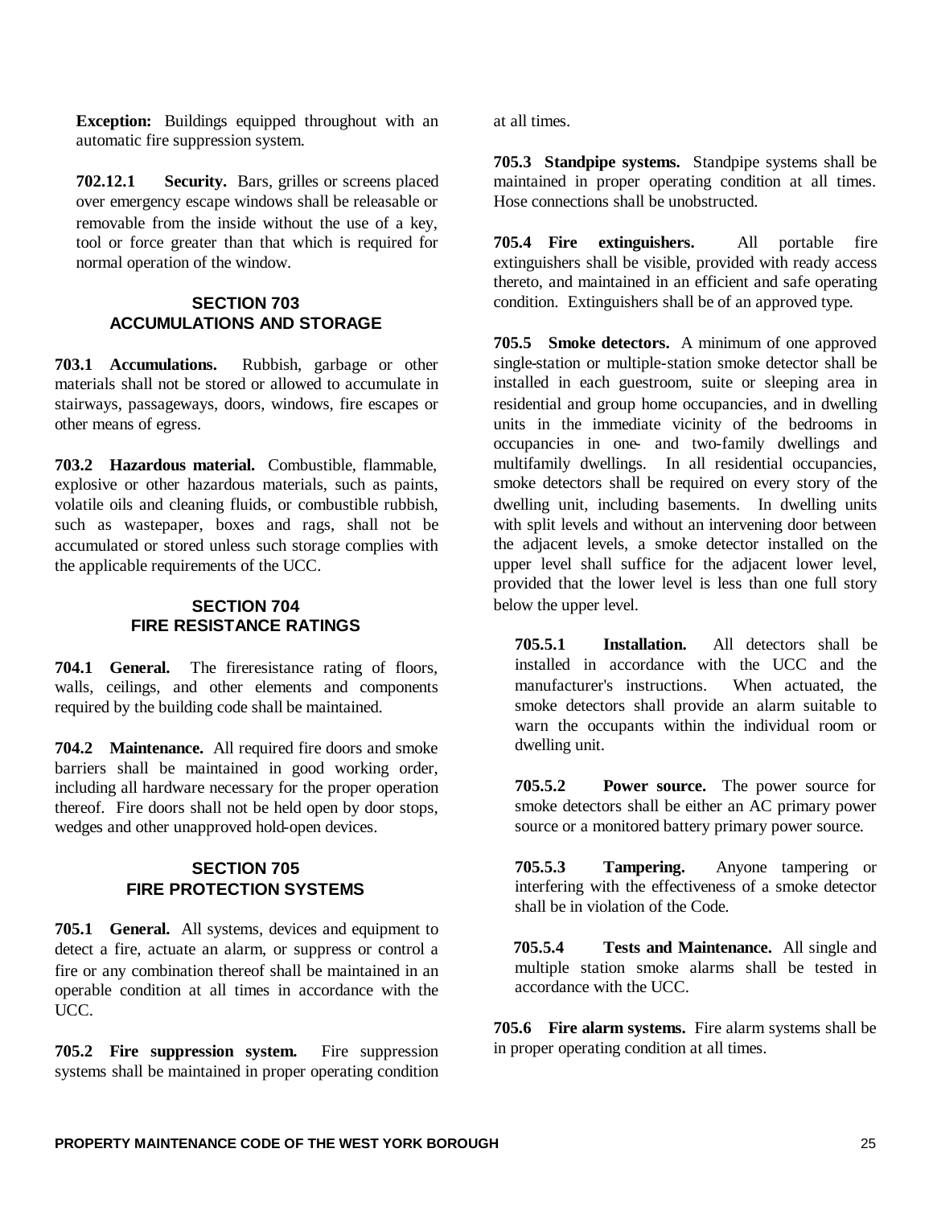**Exception:** Buildings equipped throughout with an automatic fire suppression system.

**702.12.1 Security.** Bars, grilles or screens placed over emergency escape windows shall be releasable or removable from the inside without the use of a key, tool or force greater than that which is required for normal operation of the window.

## SECTION 703
## ACCUMULATIONS AND STORAGE

**703.1 Accumulations.** Rubbish, garbage or other materials shall not be stored or allowed to accumulate in stairways, passageways, doors, windows, fire escapes or other means of egress.

**703.2 Hazardous material.** Combustible, flammable, explosive or other hazardous materials, such as paints, volatile oils and cleaning fluids, or combustible rubbish, such as wastepaper, boxes and rags, shall not be accumulated or stored unless such storage complies with the applicable requirements of the UCC.

## SECTION 704
## FIRE RESISTANCE RATINGS

**704.1 General.** The fireresistance rating of floors, walls, ceilings, and other elements and components required by the building code shall be maintained.

**704.2 Maintenance.** All required fire doors and smoke barriers shall be maintained in good working order, including all hardware necessary for the proper operation thereof. Fire doors shall not be held open by door stops, wedges and other unapproved hold-open devices.

## SECTION 705
## FIRE PROTECTION SYSTEMS

**705.1 General.** All systems, devices and equipment to detect a fire, actuate an alarm, or suppress or control a fire or any combination thereof shall be maintained in an operable condition at all times in accordance with the UCC.

**705.2 Fire suppression system.** Fire suppression systems shall be maintained in proper operating condition at all times.

**705.3 Standpipe systems.** Standpipe systems shall be maintained in proper operating condition at all times. Hose connections shall be unobstructed.

**705.4 Fire extinguishers.** All portable fire extinguishers shall be visible, provided with ready access thereto, and maintained in an efficient and safe operating condition. Extinguishers shall be of an approved type.

**705.5 Smoke detectors.** A minimum of one approved single-station or multiple-station smoke detector shall be installed in each guestroom, suite or sleeping area in residential and group home occupancies, and in dwelling units in the immediate vicinity of the bedrooms in occupancies in one- and two-family dwellings and multifamily dwellings. In all residential occupancies, smoke detectors shall be required on every story of the dwelling unit, including basements. In dwelling units with split levels and without an intervening door between the adjacent levels, a smoke detector installed on the upper level shall suffice for the adjacent lower level, provided that the lower level is less than one full story below the upper level.

**705.5.1 Installation.** All detectors shall be installed in accordance with the UCC and the manufacturer's instructions. When actuated, the smoke detectors shall provide an alarm suitable to warn the occupants within the individual room or dwelling unit.

**705.5.2 Power source.** The power source for smoke detectors shall be either an AC primary power source or a monitored battery primary power source.

**705.5.3 Tampering.** Anyone tampering or interfering with the effectiveness of a smoke detector shall be in violation of the Code.

**705.5.4 Tests and Maintenance.** All single and multiple station smoke alarms shall be tested in accordance with the UCC.

**705.6 Fire alarm systems.** Fire alarm systems shall be in proper operating condition at all times.